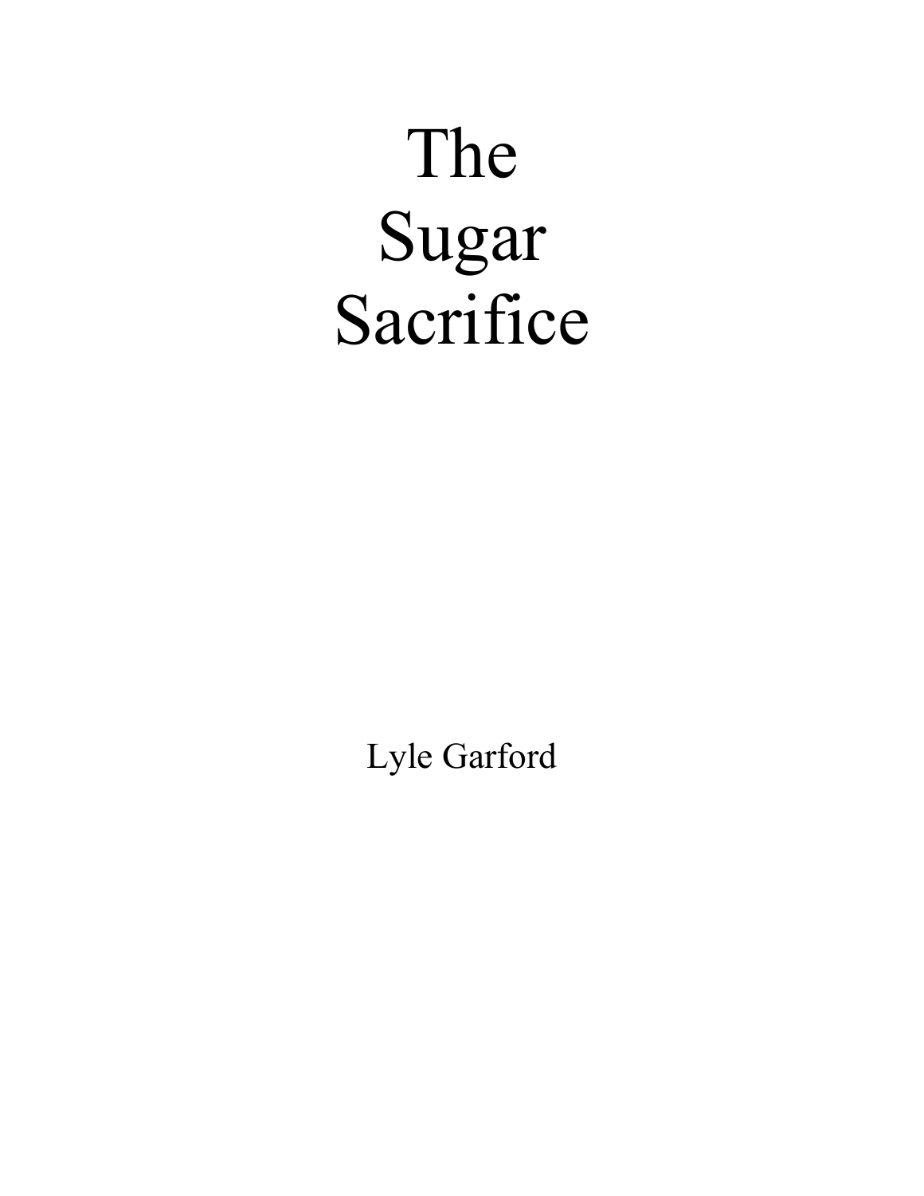# The Sugar Sacrifice

Lyle Garford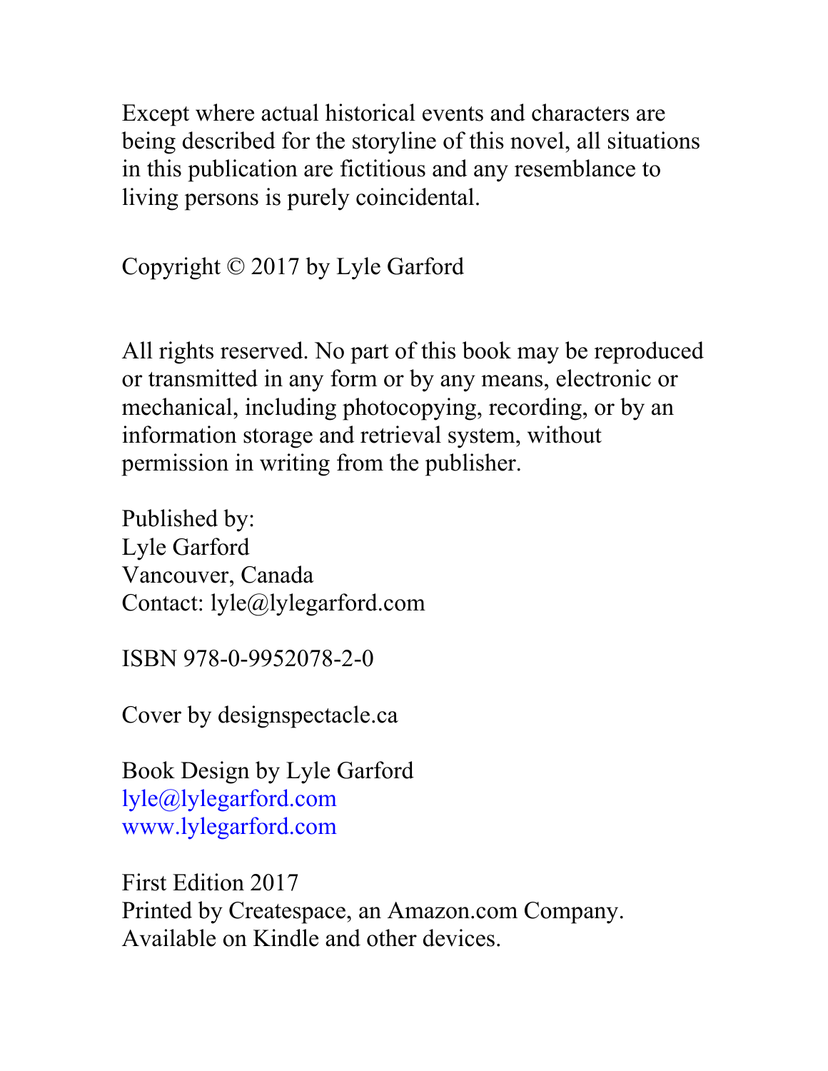Except where actual historical events and characters are being described for the storyline of this novel, all situations in this publication are fictitious and any resemblance to living persons is purely coincidental.

Copyright © 2017 by Lyle Garford

All rights reserved. No part of this book may be reproduced or transmitted in any form or by any means, electronic or mechanical, including photocopying, recording, or by an information storage and retrieval system, without permission in writing from the publisher.

Published by:
Lyle Garford
Vancouver, Canada
Contact: lyle@lylegarford.com

ISBN 978-0-9952078-2-0

Cover by designspectacle.ca

Book Design by Lyle Garford
lyle@lylegarford.com
www.lylegarford.com

First Edition 2017
Printed by Createspace, an Amazon.com Company.
Available on Kindle and other devices.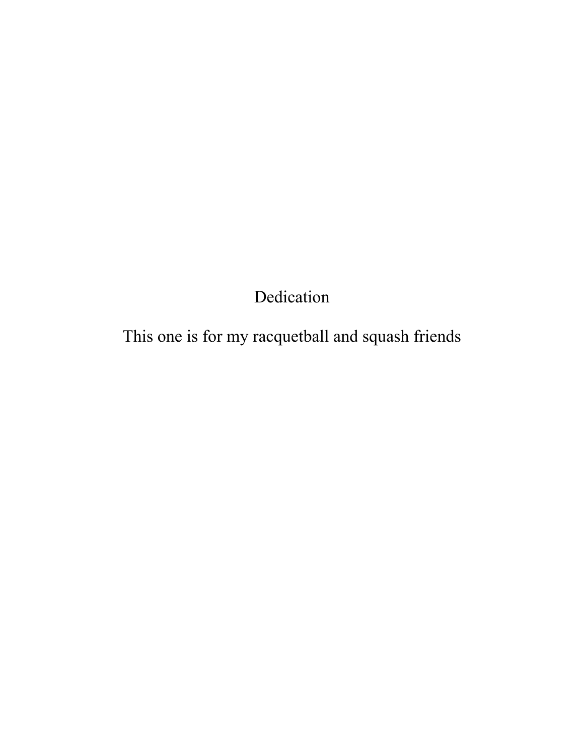# Dedication

This one is for my racquetball and squash friends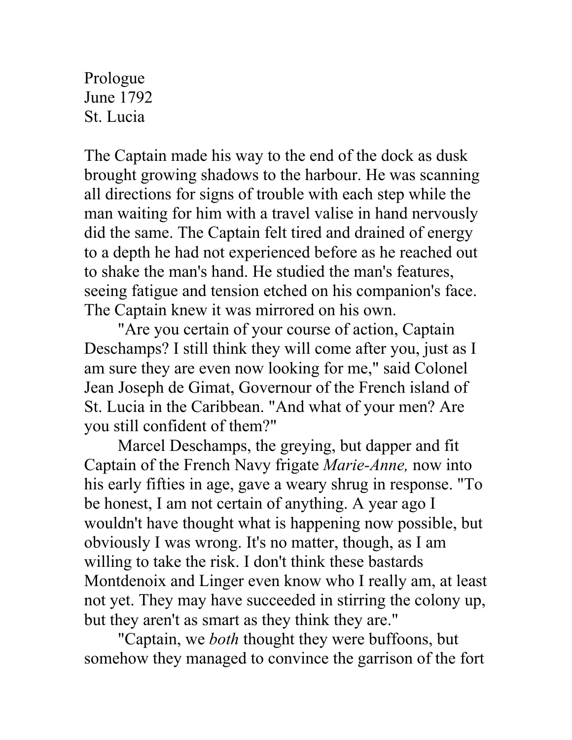# Prologue

June 1792

St. Lucia

The Captain made his way to the end of the dock as dusk brought growing shadows to the harbour. He was scanning all directions for signs of trouble with each step while the man waiting for him with a travel valise in hand nervously did the same. The Captain felt tired and drained of energy to a depth he had not experienced before as he reached out to shake the man's hand. He studied the man's features, seeing fatigue and tension etched on his companion's face. The Captain knew it was mirrored on his own.

"Are you certain of your course of action, Captain Deschamps? I still think they will come after you, just as I am sure they are even now looking for me," said Colonel Jean Joseph de Gimat, Governour of the French island of St. Lucia in the Caribbean. "And what of your men? Are you still confident of them?"

Marcel Deschamps, the greying, but dapper and fit Captain of the French Navy frigate *Marie-Anne,* now into his early fifties in age, gave a weary shrug in response. "To be honest, I am not certain of anything. A year ago I wouldn't have thought what is happening now possible, but obviously I was wrong. It's no matter, though, as I am willing to take the risk. I don't think these bastards Montdenoix and Linger even know who I really am, at least not yet. They may have succeeded in stirring the colony up, but they aren't as smart as they think they are."

"Captain, we *both* thought they were buffoons, but somehow they managed to convince the garrison of the fort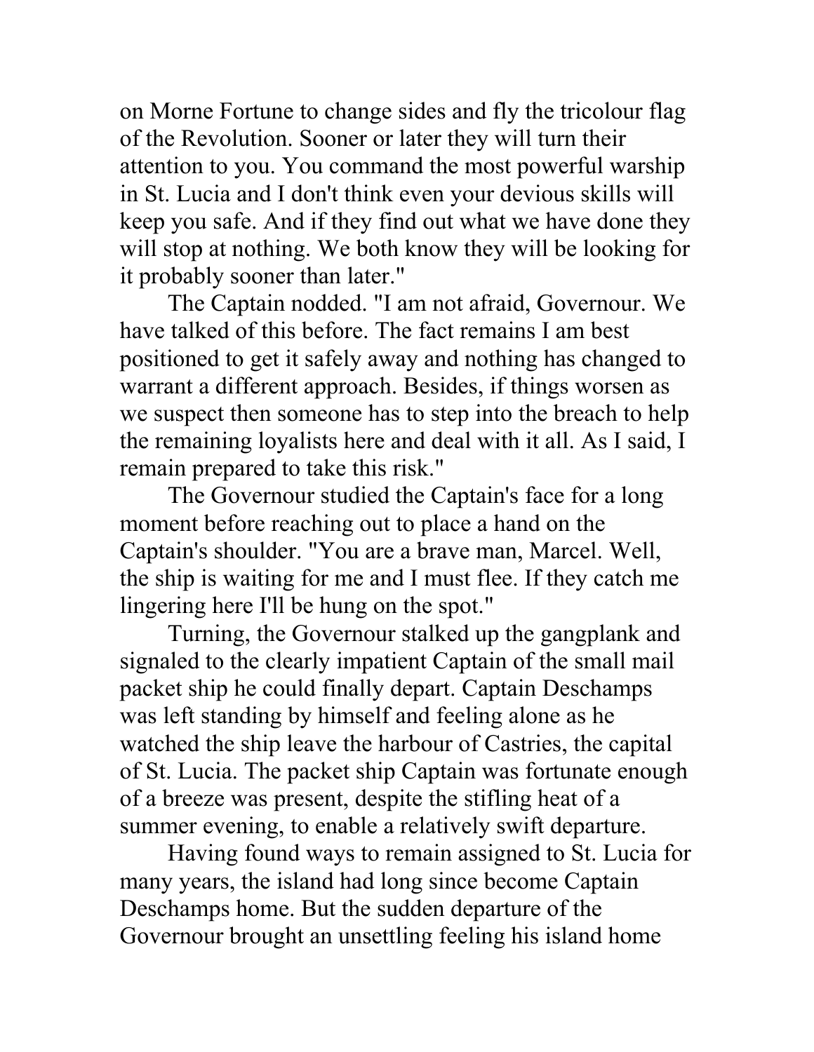on Morne Fortune to change sides and fly the tricolour flag of the Revolution. Sooner or later they will turn their attention to you. You command the most powerful warship in St. Lucia and I don't think even your devious skills will keep you safe. And if they find out what we have done they will stop at nothing. We both know they will be looking for it probably sooner than later."

The Captain nodded. "I am not afraid, Governour. We have talked of this before. The fact remains I am best positioned to get it safely away and nothing has changed to warrant a different approach. Besides, if things worsen as we suspect then someone has to step into the breach to help the remaining loyalists here and deal with it all. As I said, I remain prepared to take this risk."

The Governour studied the Captain's face for a long moment before reaching out to place a hand on the Captain's shoulder. "You are a brave man, Marcel. Well, the ship is waiting for me and I must flee. If they catch me lingering here I'll be hung on the spot."

Turning, the Governour stalked up the gangplank and signaled to the clearly impatient Captain of the small mail packet ship he could finally depart. Captain Deschamps was left standing by himself and feeling alone as he watched the ship leave the harbour of Castries, the capital of St. Lucia. The packet ship Captain was fortunate enough of a breeze was present, despite the stifling heat of a summer evening, to enable a relatively swift departure.

Having found ways to remain assigned to St. Lucia for many years, the island had long since become Captain Deschamps home. But the sudden departure of the Governour brought an unsettling feeling his island home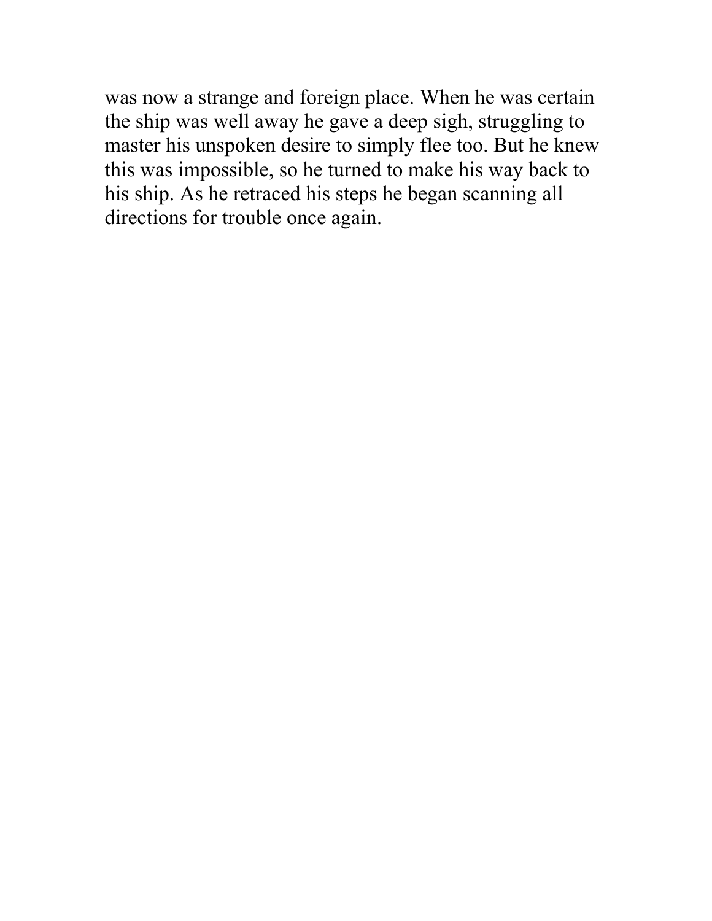was now a strange and foreign place. When he was certain the ship was well away he gave a deep sigh, struggling to master his unspoken desire to simply flee too. But he knew this was impossible, so he turned to make his way back to his ship. As he retraced his steps he began scanning all directions for trouble once again.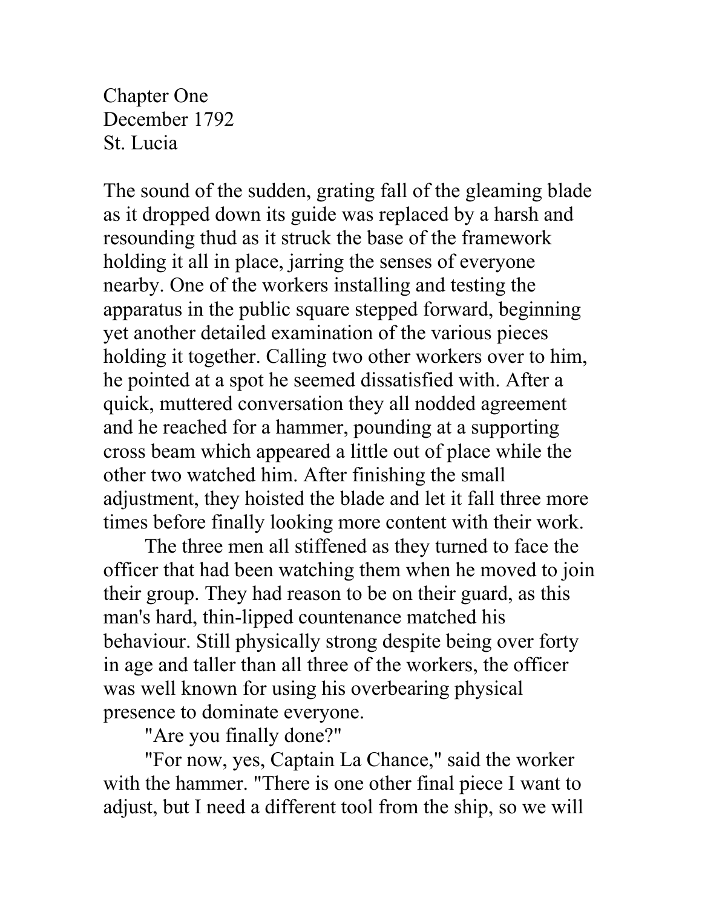# Chapter One
December 1792
St. Lucia

The sound of the sudden, grating fall of the gleaming blade as it dropped down its guide was replaced by a harsh and resounding thud as it struck the base of the framework holding it all in place, jarring the senses of everyone nearby. One of the workers installing and testing the apparatus in the public square stepped forward, beginning yet another detailed examination of the various pieces holding it together. Calling two other workers over to him, he pointed at a spot he seemed dissatisfied with. After a quick, muttered conversation they all nodded agreement and he reached for a hammer, pounding at a supporting cross beam which appeared a little out of place while the other two watched him. After finishing the small adjustment, they hoisted the blade and let it fall three more times before finally looking more content with their work.

The three men all stiffened as they turned to face the officer that had been watching them when he moved to join their group. They had reason to be on their guard, as this man's hard, thin-lipped countenance matched his behaviour. Still physically strong despite being over forty in age and taller than all three of the workers, the officer was well known for using his overbearing physical presence to dominate everyone.

"Are you finally done?"

"For now, yes, Captain La Chance," said the worker with the hammer. "There is one other final piece I want to adjust, but I need a different tool from the ship, so we will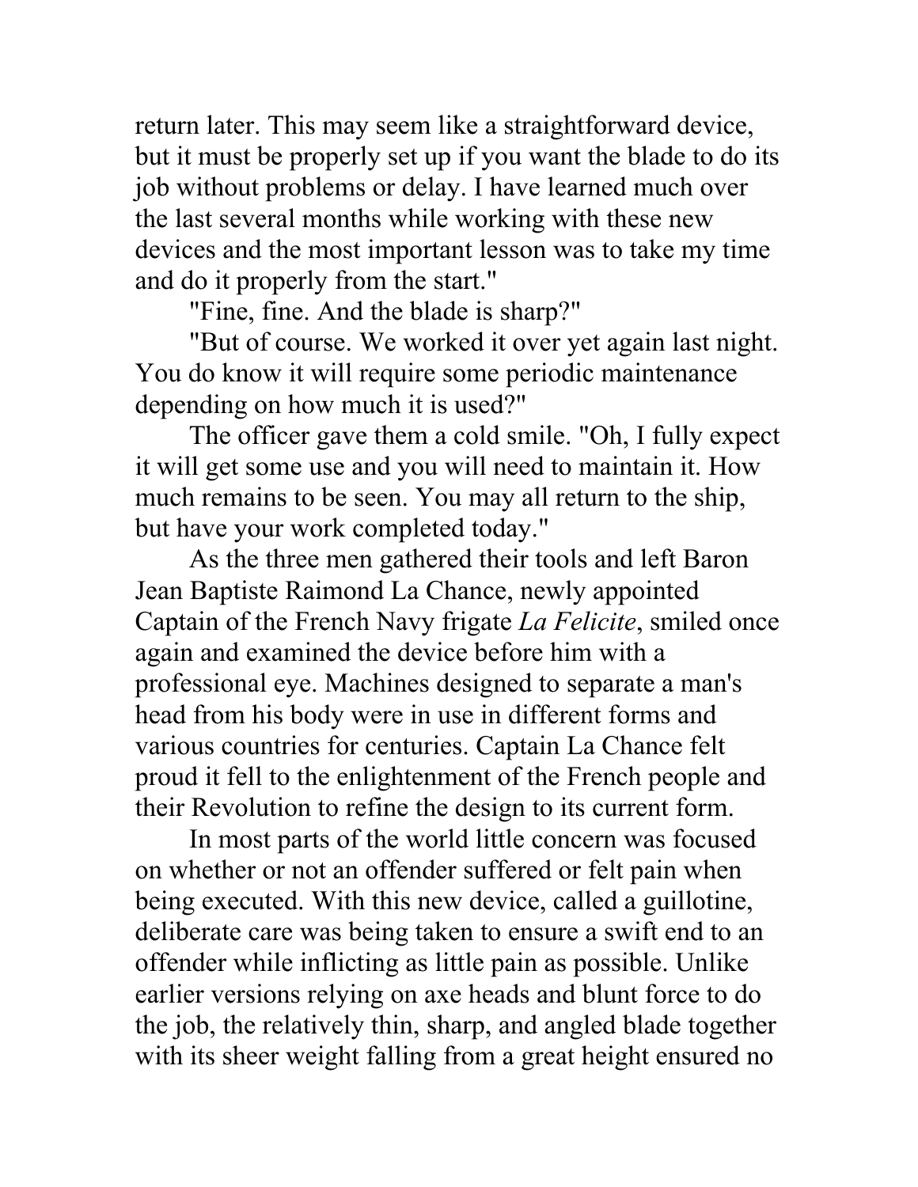return later. This may seem like a straightforward device, but it must be properly set up if you want the blade to do its job without problems or delay. I have learned much over the last several months while working with these new devices and the most important lesson was to take my time and do it properly from the start."

"Fine, fine. And the blade is sharp?"

"But of course. We worked it over yet again last night. You do know it will require some periodic maintenance depending on how much it is used?"

The officer gave them a cold smile. "Oh, I fully expect it will get some use and you will need to maintain it. How much remains to be seen. You may all return to the ship, but have your work completed today."

As the three men gathered their tools and left Baron Jean Baptiste Raimond La Chance, newly appointed Captain of the French Navy frigate *La Felicite*, smiled once again and examined the device before him with a professional eye. Machines designed to separate a man's head from his body were in use in different forms and various countries for centuries. Captain La Chance felt proud it fell to the enlightenment of the French people and their Revolution to refine the design to its current form.

In most parts of the world little concern was focused on whether or not an offender suffered or felt pain when being executed. With this new device, called a guillotine, deliberate care was being taken to ensure a swift end to an offender while inflicting as little pain as possible. Unlike earlier versions relying on axe heads and blunt force to do the job, the relatively thin, sharp, and angled blade together with its sheer weight falling from a great height ensured no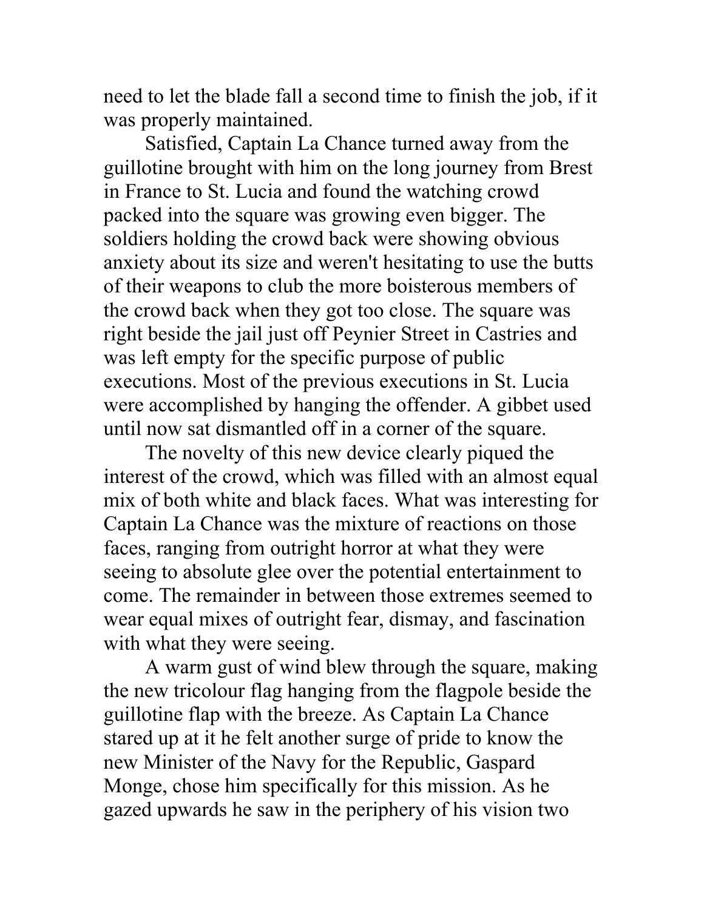need to let the blade fall a second time to finish the job, if it was properly maintained.

Satisfied, Captain La Chance turned away from the guillotine brought with him on the long journey from Brest in France to St. Lucia and found the watching crowd packed into the square was growing even bigger. The soldiers holding the crowd back were showing obvious anxiety about its size and weren't hesitating to use the butts of their weapons to club the more boisterous members of the crowd back when they got too close. The square was right beside the jail just off Peynier Street in Castries and was left empty for the specific purpose of public executions. Most of the previous executions in St. Lucia were accomplished by hanging the offender. A gibbet used until now sat dismantled off in a corner of the square.

The novelty of this new device clearly piqued the interest of the crowd, which was filled with an almost equal mix of both white and black faces. What was interesting for Captain La Chance was the mixture of reactions on those faces, ranging from outright horror at what they were seeing to absolute glee over the potential entertainment to come. The remainder in between those extremes seemed to wear equal mixes of outright fear, dismay, and fascination with what they were seeing.

A warm gust of wind blew through the square, making the new tricolour flag hanging from the flagpole beside the guillotine flap with the breeze. As Captain La Chance stared up at it he felt another surge of pride to know the new Minister of the Navy for the Republic, Gaspard Monge, chose him specifically for this mission. As he gazed upwards he saw in the periphery of his vision two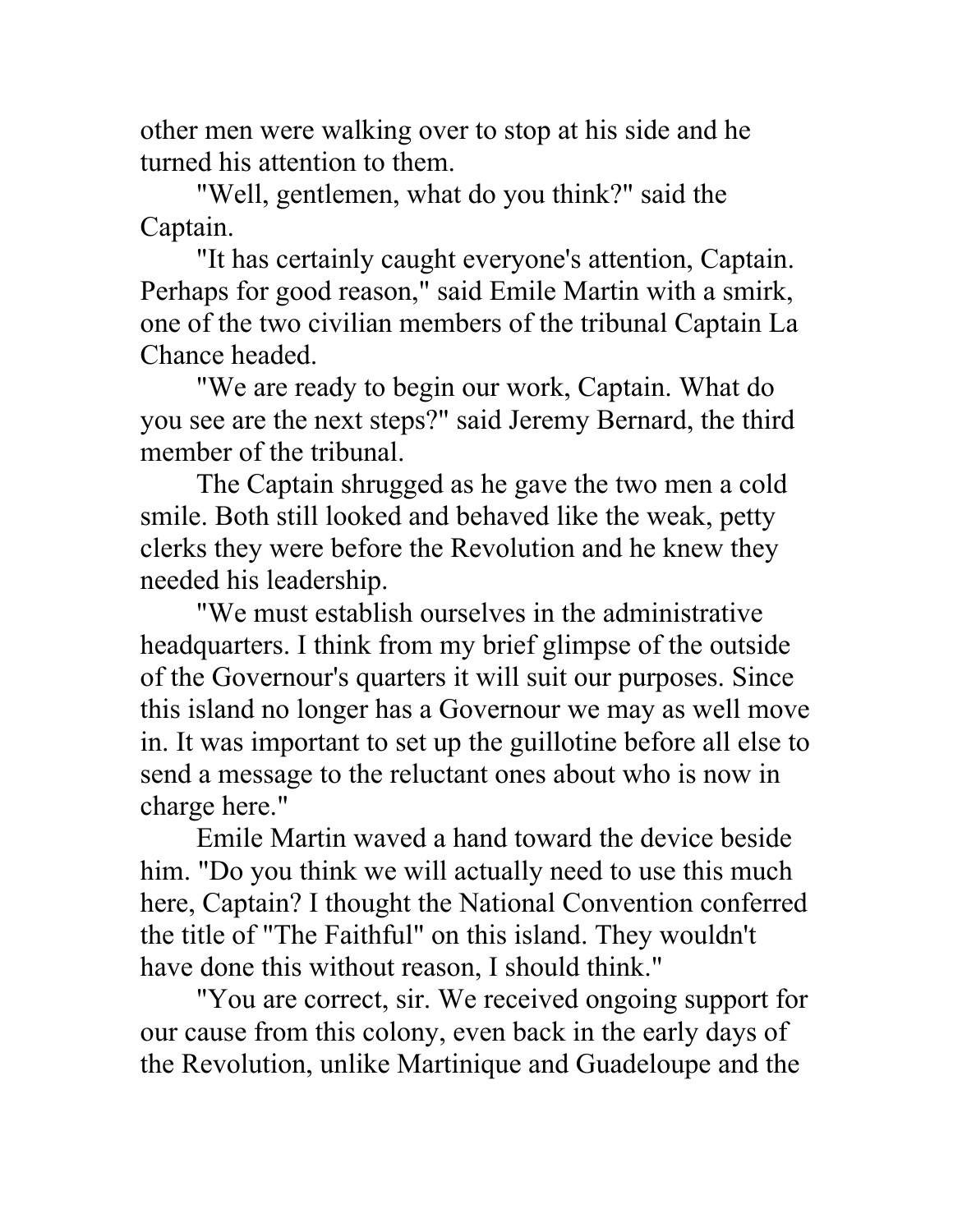other men were walking over to stop at his side and he turned his attention to them.

"Well, gentlemen, what do you think?" said the Captain.

"It has certainly caught everyone's attention, Captain. Perhaps for good reason," said Emile Martin with a smirk, one of the two civilian members of the tribunal Captain La Chance headed.

"We are ready to begin our work, Captain. What do you see are the next steps?" said Jeremy Bernard, the third member of the tribunal.

The Captain shrugged as he gave the two men a cold smile. Both still looked and behaved like the weak, petty clerks they were before the Revolution and he knew they needed his leadership.

"We must establish ourselves in the administrative headquarters. I think from my brief glimpse of the outside of the Governour's quarters it will suit our purposes. Since this island no longer has a Governour we may as well move in. It was important to set up the guillotine before all else to send a message to the reluctant ones about who is now in charge here."

Emile Martin waved a hand toward the device beside him. "Do you think we will actually need to use this much here, Captain? I thought the National Convention conferred the title of "The Faithful" on this island. They wouldn't have done this without reason, I should think."

"You are correct, sir. We received ongoing support for our cause from this colony, even back in the early days of the Revolution, unlike Martinique and Guadeloupe and the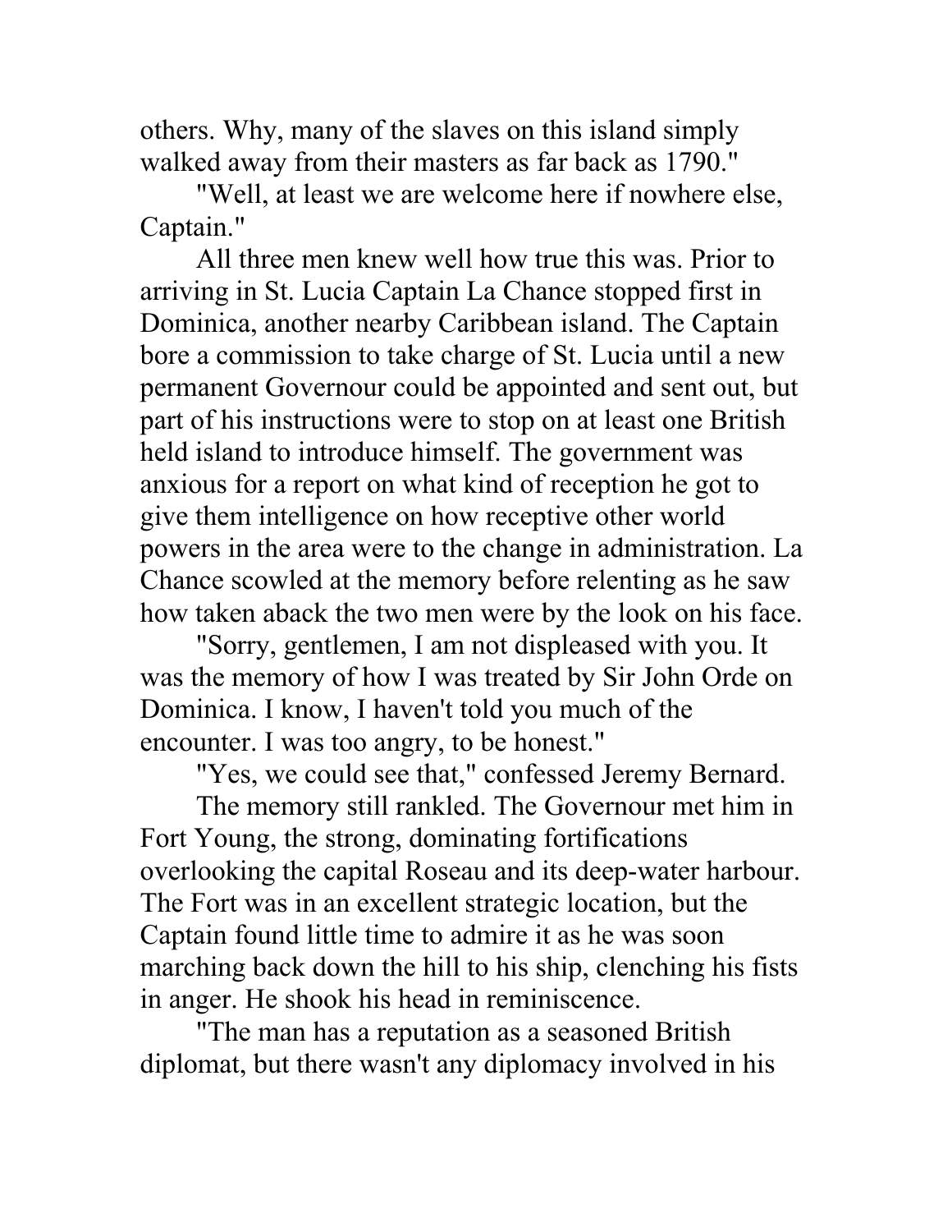others. Why, many of the slaves on this island simply walked away from their masters as far back as 1790."

"Well, at least we are welcome here if nowhere else, Captain."

All three men knew well how true this was. Prior to arriving in St. Lucia Captain La Chance stopped first in Dominica, another nearby Caribbean island. The Captain bore a commission to take charge of St. Lucia until a new permanent Governour could be appointed and sent out, but part of his instructions were to stop on at least one British held island to introduce himself. The government was anxious for a report on what kind of reception he got to give them intelligence on how receptive other world powers in the area were to the change in administration. La Chance scowled at the memory before relenting as he saw how taken aback the two men were by the look on his face.

"Sorry, gentlemen, I am not displeased with you. It was the memory of how I was treated by Sir John Orde on Dominica. I know, I haven't told you much of the encounter. I was too angry, to be honest."

"Yes, we could see that," confessed Jeremy Bernard.

The memory still rankled. The Governour met him in Fort Young, the strong, dominating fortifications overlooking the capital Roseau and its deep-water harbour. The Fort was in an excellent strategic location, but the Captain found little time to admire it as he was soon marching back down the hill to his ship, clenching his fists in anger. He shook his head in reminiscence.

"The man has a reputation as a seasoned British diplomat, but there wasn't any diplomacy involved in his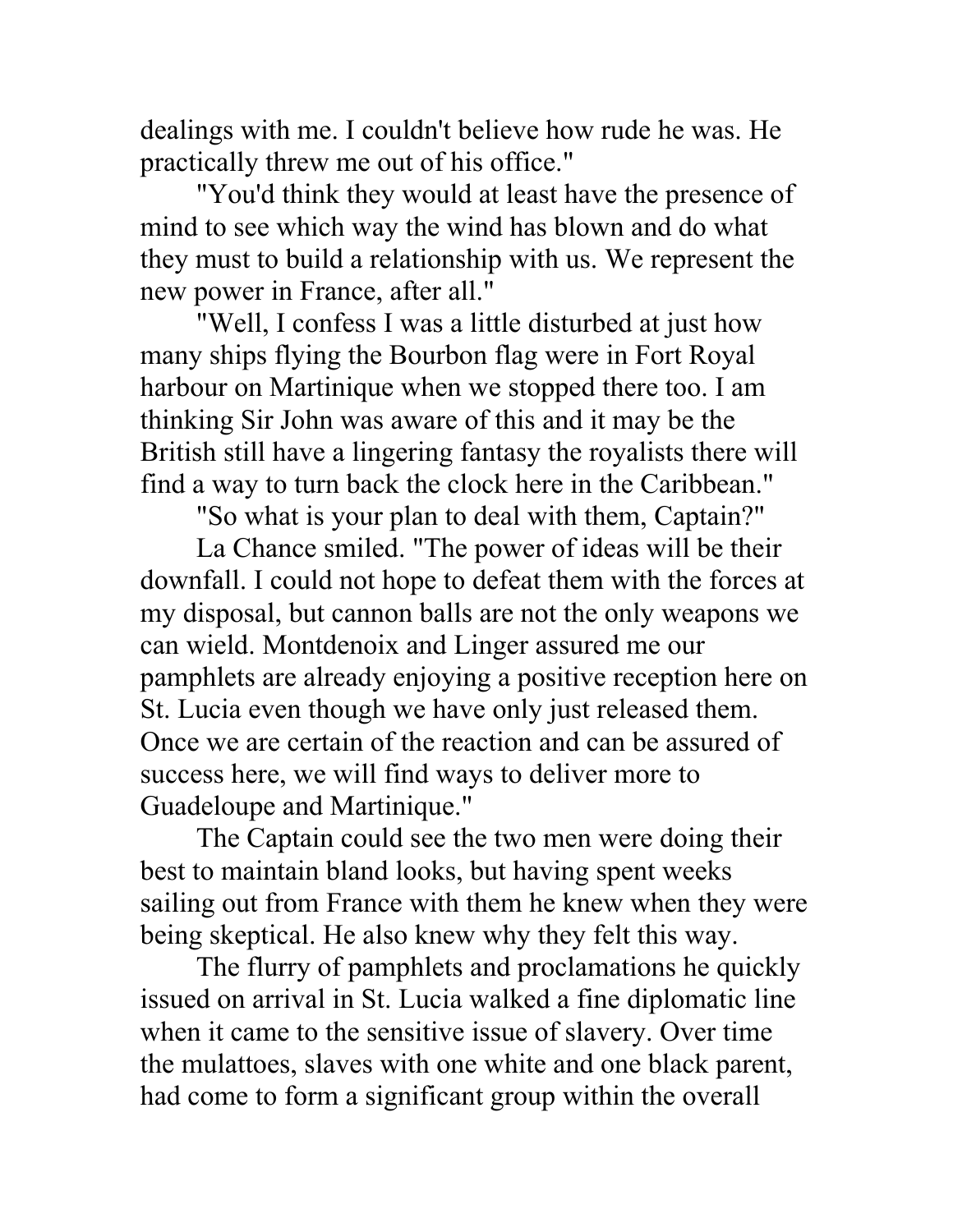dealings with me. I couldn't believe how rude he was. He practically threw me out of his office."

"You'd think they would at least have the presence of mind to see which way the wind has blown and do what they must to build a relationship with us. We represent the new power in France, after all."

"Well, I confess I was a little disturbed at just how many ships flying the Bourbon flag were in Fort Royal harbour on Martinique when we stopped there too. I am thinking Sir John was aware of this and it may be the British still have a lingering fantasy the royalists there will find a way to turn back the clock here in the Caribbean."

"So what is your plan to deal with them, Captain?"

La Chance smiled. "The power of ideas will be their downfall. I could not hope to defeat them with the forces at my disposal, but cannon balls are not the only weapons we can wield. Montdenoix and Linger assured me our pamphlets are already enjoying a positive reception here on St. Lucia even though we have only just released them. Once we are certain of the reaction and can be assured of success here, we will find ways to deliver more to Guadeloupe and Martinique."

The Captain could see the two men were doing their best to maintain bland looks, but having spent weeks sailing out from France with them he knew when they were being skeptical. He also knew why they felt this way.

The flurry of pamphlets and proclamations he quickly issued on arrival in St. Lucia walked a fine diplomatic line when it came to the sensitive issue of slavery. Over time the mulattoes, slaves with one white and one black parent, had come to form a significant group within the overall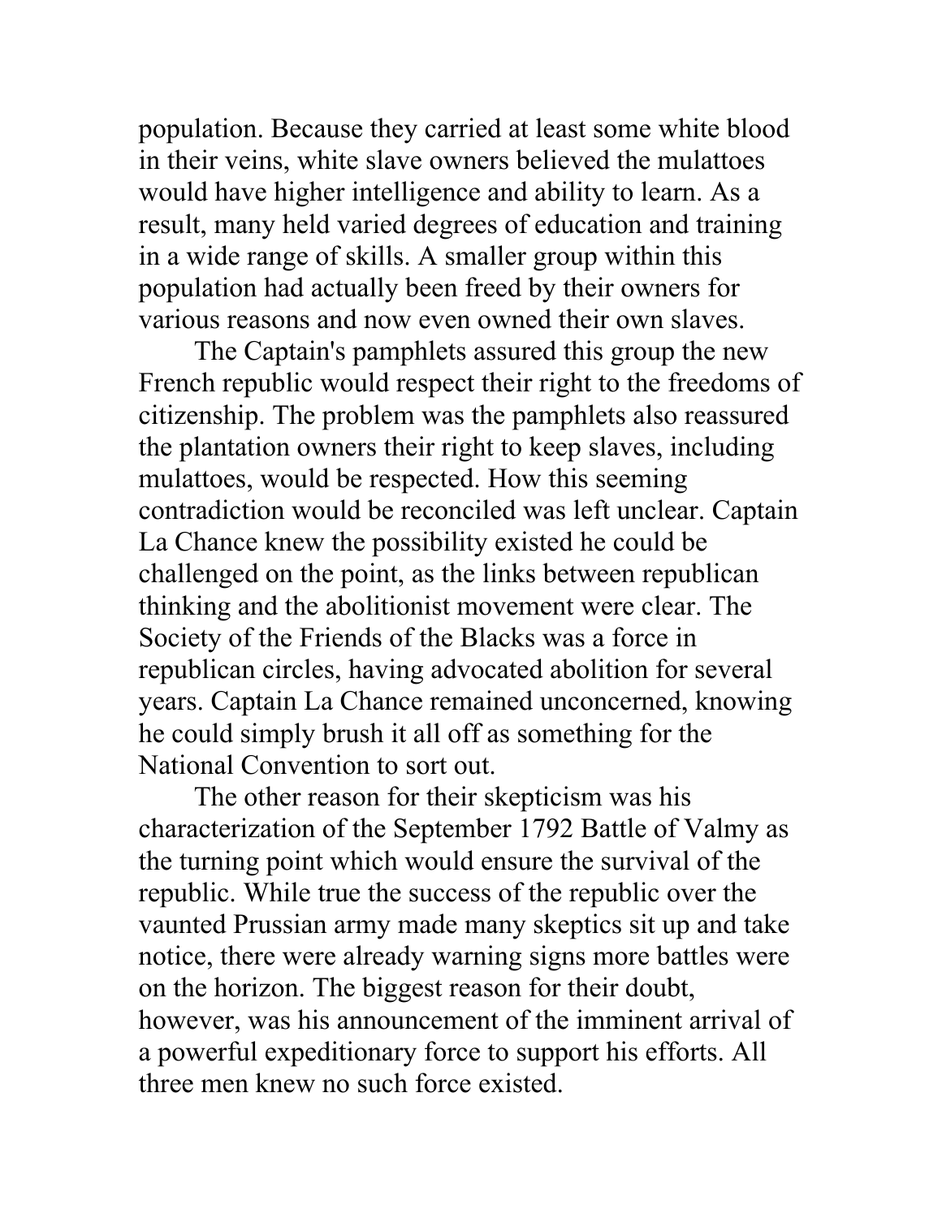population. Because they carried at least some white blood in their veins, white slave owners believed the mulattoes would have higher intelligence and ability to learn. As a result, many held varied degrees of education and training in a wide range of skills. A smaller group within this population had actually been freed by their owners for various reasons and now even owned their own slaves.

The Captain's pamphlets assured this group the new French republic would respect their right to the freedoms of citizenship. The problem was the pamphlets also reassured the plantation owners their right to keep slaves, including mulattoes, would be respected. How this seeming contradiction would be reconciled was left unclear. Captain La Chance knew the possibility existed he could be challenged on the point, as the links between republican thinking and the abolitionist movement were clear. The Society of the Friends of the Blacks was a force in republican circles, having advocated abolition for several years. Captain La Chance remained unconcerned, knowing he could simply brush it all off as something for the National Convention to sort out.

The other reason for their skepticism was his characterization of the September 1792 Battle of Valmy as the turning point which would ensure the survival of the republic. While true the success of the republic over the vaunted Prussian army made many skeptics sit up and take notice, there were already warning signs more battles were on the horizon. The biggest reason for their doubt, however, was his announcement of the imminent arrival of a powerful expeditionary force to support his efforts. All three men knew no such force existed.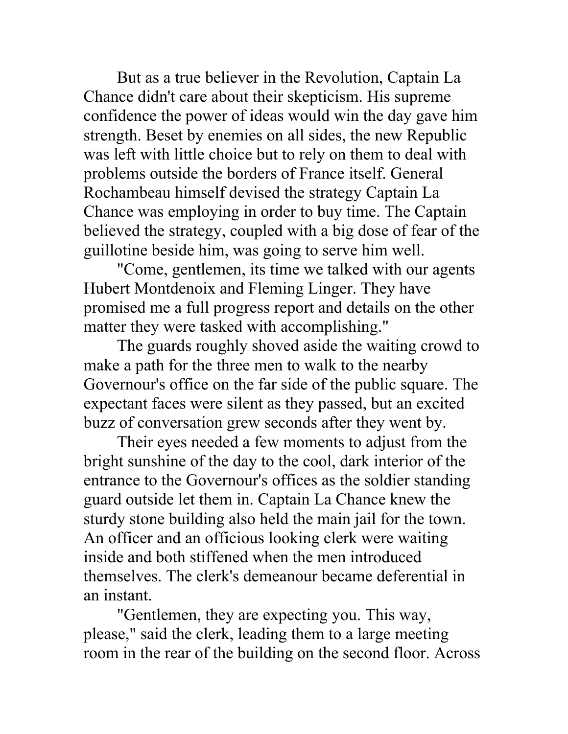But as a true believer in the Revolution, Captain La Chance didn't care about their skepticism. His supreme confidence the power of ideas would win the day gave him strength. Beset by enemies on all sides, the new Republic was left with little choice but to rely on them to deal with problems outside the borders of France itself. General Rochambeau himself devised the strategy Captain La Chance was employing in order to buy time. The Captain believed the strategy, coupled with a big dose of fear of the guillotine beside him, was going to serve him well.

"Come, gentlemen, its time we talked with our agents Hubert Montdenoix and Fleming Linger. They have promised me a full progress report and details on the other matter they were tasked with accomplishing."

The guards roughly shoved aside the waiting crowd to make a path for the three men to walk to the nearby Governour's office on the far side of the public square. The expectant faces were silent as they passed, but an excited buzz of conversation grew seconds after they went by.

Their eyes needed a few moments to adjust from the bright sunshine of the day to the cool, dark interior of the entrance to the Governour's offices as the soldier standing guard outside let them in. Captain La Chance knew the sturdy stone building also held the main jail for the town. An officer and an officious looking clerk were waiting inside and both stiffened when the men introduced themselves. The clerk's demeanour became deferential in an instant.

"Gentlemen, they are expecting you. This way, please," said the clerk, leading them to a large meeting room in the rear of the building on the second floor. Across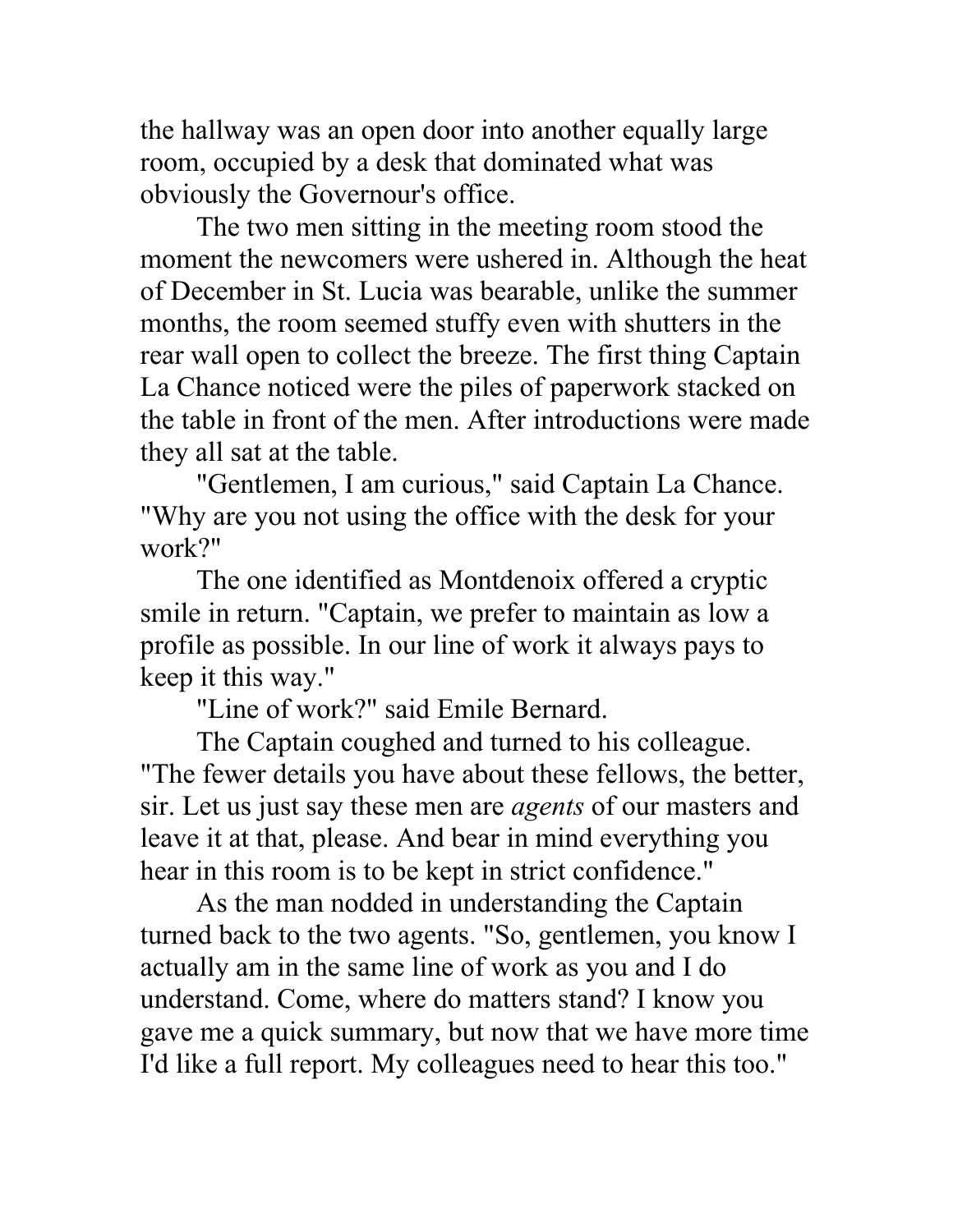the hallway was an open door into another equally large room, occupied by a desk that dominated what was obviously the Governour's office.

The two men sitting in the meeting room stood the moment the newcomers were ushered in. Although the heat of December in St. Lucia was bearable, unlike the summer months, the room seemed stuffy even with shutters in the rear wall open to collect the breeze. The first thing Captain La Chance noticed were the piles of paperwork stacked on the table in front of the men. After introductions were made they all sat at the table.

"Gentlemen, I am curious," said Captain La Chance. "Why are you not using the office with the desk for your work?"

The one identified as Montdenoix offered a cryptic smile in return. "Captain, we prefer to maintain as low a profile as possible. In our line of work it always pays to keep it this way."

"Line of work?" said Emile Bernard.

The Captain coughed and turned to his colleague. "The fewer details you have about these fellows, the better, sir. Let us just say these men are *agents* of our masters and leave it at that, please. And bear in mind everything you hear in this room is to be kept in strict confidence."

As the man nodded in understanding the Captain turned back to the two agents. "So, gentlemen, you know I actually am in the same line of work as you and I do understand. Come, where do matters stand? I know you gave me a quick summary, but now that we have more time I'd like a full report. My colleagues need to hear this too."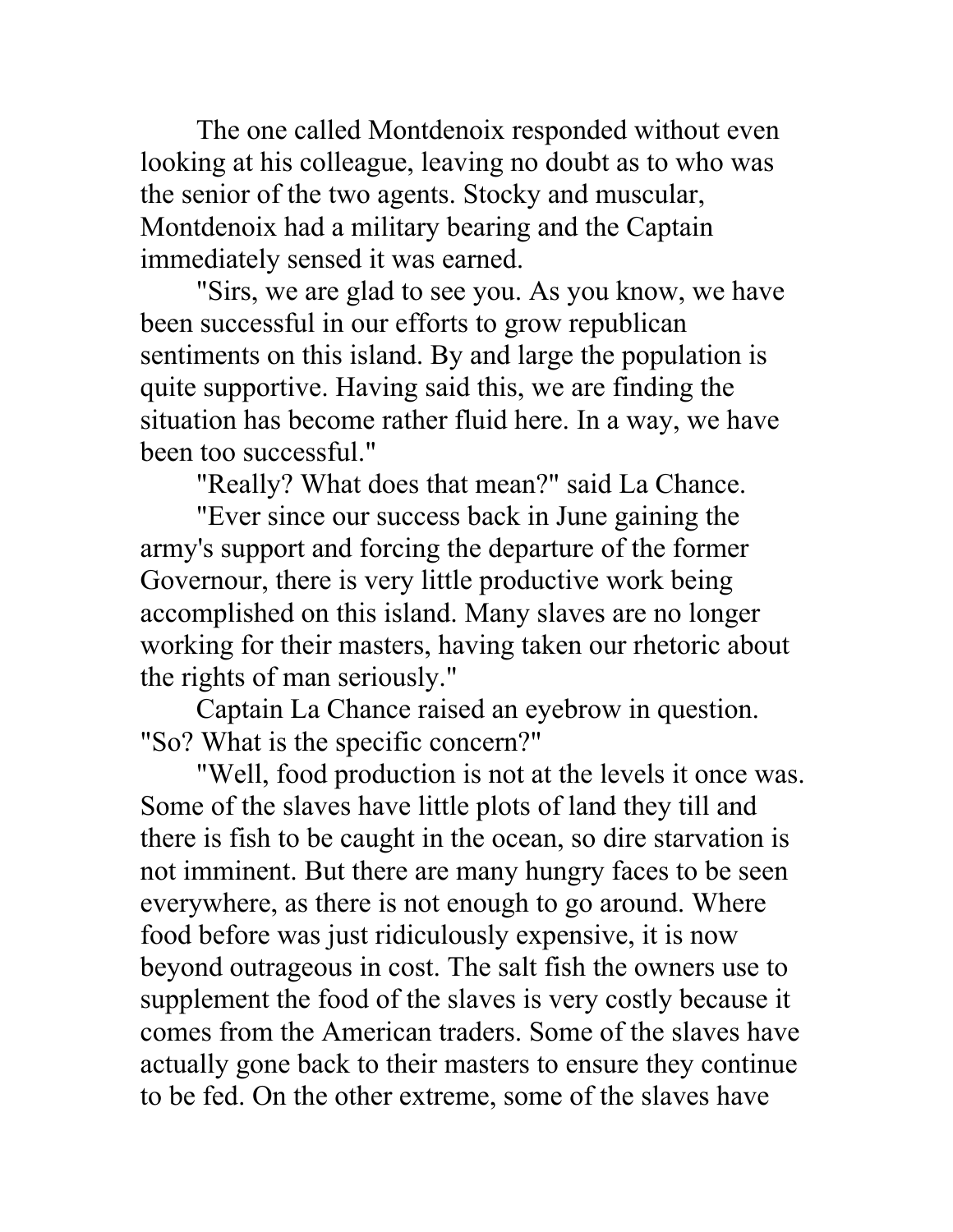The one called Montdenoix responded without even looking at his colleague, leaving no doubt as to who was the senior of the two agents. Stocky and muscular, Montdenoix had a military bearing and the Captain immediately sensed it was earned.

"Sirs, we are glad to see you. As you know, we have been successful in our efforts to grow republican sentiments on this island. By and large the population is quite supportive. Having said this, we are finding the situation has become rather fluid here. In a way, we have been too successful."

"Really? What does that mean?" said La Chance.

"Ever since our success back in June gaining the army's support and forcing the departure of the former Governour, there is very little productive work being accomplished on this island. Many slaves are no longer working for their masters, having taken our rhetoric about the rights of man seriously."

Captain La Chance raised an eyebrow in question. "So? What is the specific concern?"

"Well, food production is not at the levels it once was. Some of the slaves have little plots of land they till and there is fish to be caught in the ocean, so dire starvation is not imminent. But there are many hungry faces to be seen everywhere, as there is not enough to go around. Where food before was just ridiculously expensive, it is now beyond outrageous in cost. The salt fish the owners use to supplement the food of the slaves is very costly because it comes from the American traders. Some of the slaves have actually gone back to their masters to ensure they continue to be fed. On the other extreme, some of the slaves have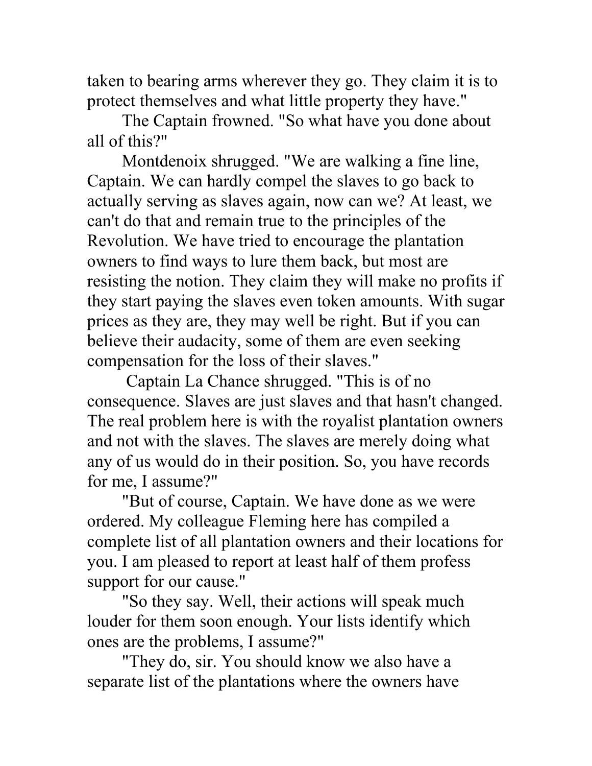taken to bearing arms wherever they go. They claim it is to protect themselves and what little property they have."

The Captain frowned. "So what have you done about all of this?"

Montdenoix shrugged. "We are walking a fine line, Captain. We can hardly compel the slaves to go back to actually serving as slaves again, now can we? At least, we can't do that and remain true to the principles of the Revolution. We have tried to encourage the plantation owners to find ways to lure them back, but most are resisting the notion. They claim they will make no profits if they start paying the slaves even token amounts. With sugar prices as they are, they may well be right. But if you can believe their audacity, some of them are even seeking compensation for the loss of their slaves."

Captain La Chance shrugged. "This is of no consequence. Slaves are just slaves and that hasn't changed. The real problem here is with the royalist plantation owners and not with the slaves. The slaves are merely doing what any of us would do in their position. So, you have records for me, I assume?"

"But of course, Captain. We have done as we were ordered. My colleague Fleming here has compiled a complete list of all plantation owners and their locations for you. I am pleased to report at least half of them profess support for our cause."

"So they say. Well, their actions will speak much louder for them soon enough. Your lists identify which ones are the problems, I assume?"

"They do, sir. You should know we also have a separate list of the plantations where the owners have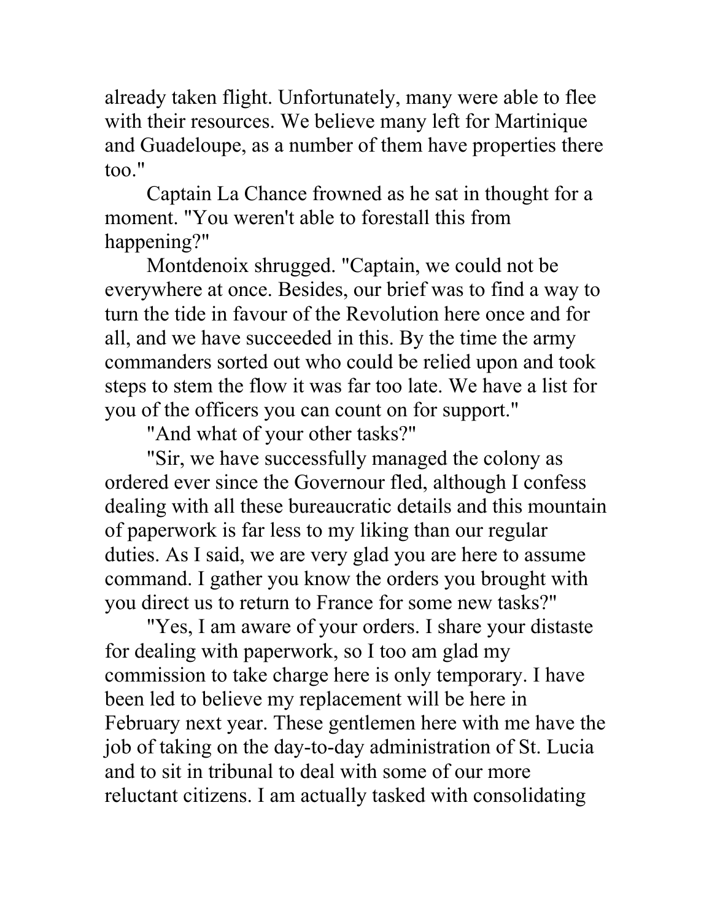already taken flight. Unfortunately, many were able to flee with their resources. We believe many left for Martinique and Guadeloupe, as a number of them have properties there too."

Captain La Chance frowned as he sat in thought for a moment. "You weren't able to forestall this from happening?"

Montdenoix shrugged. "Captain, we could not be everywhere at once. Besides, our brief was to find a way to turn the tide in favour of the Revolution here once and for all, and we have succeeded in this. By the time the army commanders sorted out who could be relied upon and took steps to stem the flow it was far too late. We have a list for you of the officers you can count on for support."

"And what of your other tasks?"

"Sir, we have successfully managed the colony as ordered ever since the Governour fled, although I confess dealing with all these bureaucratic details and this mountain of paperwork is far less to my liking than our regular duties. As I said, we are very glad you are here to assume command. I gather you know the orders you brought with you direct us to return to France for some new tasks?"

"Yes, I am aware of your orders. I share your distaste for dealing with paperwork, so I too am glad my commission to take charge here is only temporary. I have been led to believe my replacement will be here in February next year. These gentlemen here with me have the job of taking on the day-to-day administration of St. Lucia and to sit in tribunal to deal with some of our more reluctant citizens. I am actually tasked with consolidating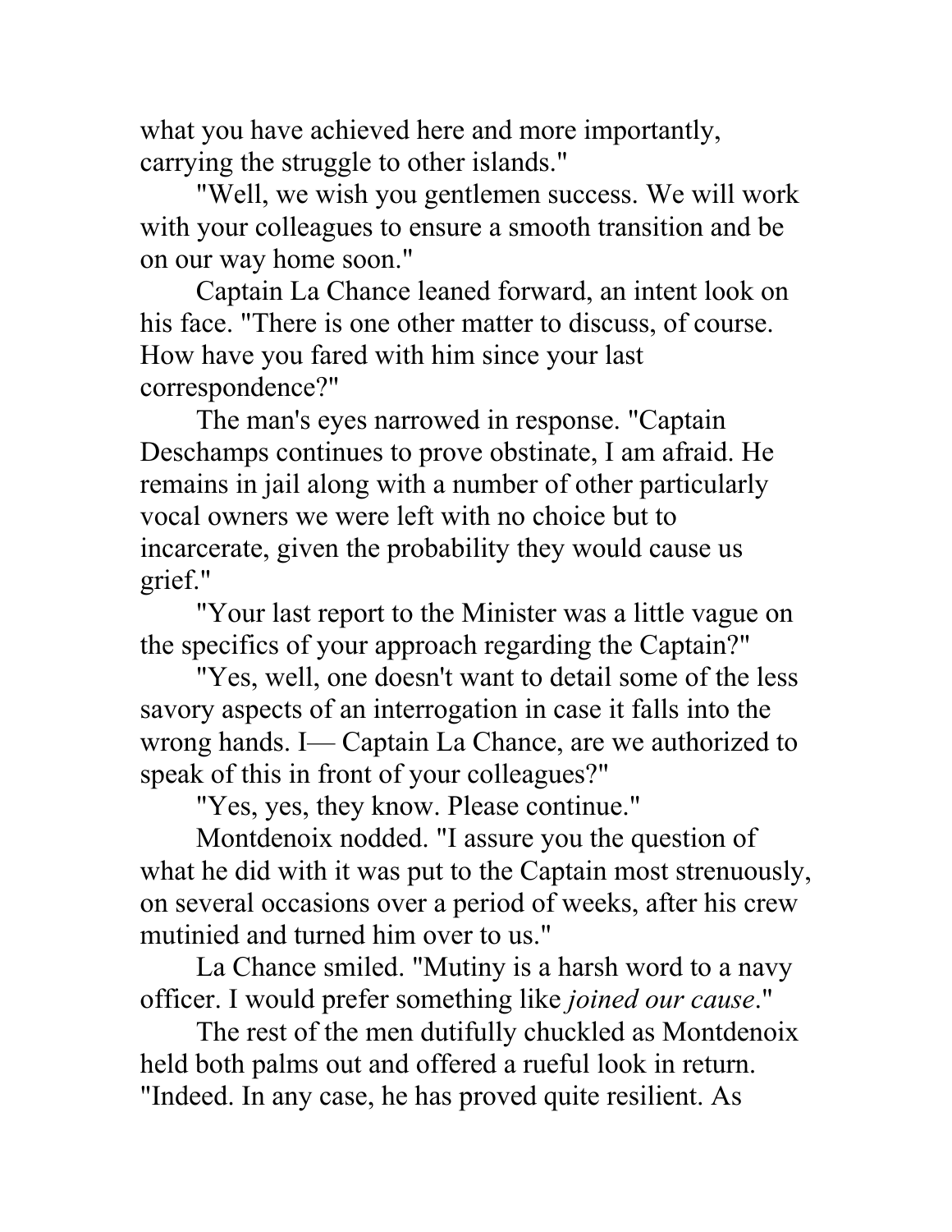what you have achieved here and more importantly, carrying the struggle to other islands."

"Well, we wish you gentlemen success. We will work with your colleagues to ensure a smooth transition and be on our way home soon."

Captain La Chance leaned forward, an intent look on his face. "There is one other matter to discuss, of course. How have you fared with him since your last correspondence?"

The man's eyes narrowed in response. "Captain Deschamps continues to prove obstinate, I am afraid. He remains in jail along with a number of other particularly vocal owners we were left with no choice but to incarcerate, given the probability they would cause us grief."

"Your last report to the Minister was a little vague on the specifics of your approach regarding the Captain?"

"Yes, well, one doesn't want to detail some of the less savory aspects of an interrogation in case it falls into the wrong hands. I— Captain La Chance, are we authorized to speak of this in front of your colleagues?"

"Yes, yes, they know. Please continue."

Montdenoix nodded. "I assure you the question of what he did with it was put to the Captain most strenuously, on several occasions over a period of weeks, after his crew mutinied and turned him over to us."

La Chance smiled. "Mutiny is a harsh word to a navy officer. I would prefer something like *joined our cause*."

The rest of the men dutifully chuckled as Montdenoix held both palms out and offered a rueful look in return. "Indeed. In any case, he has proved quite resilient. As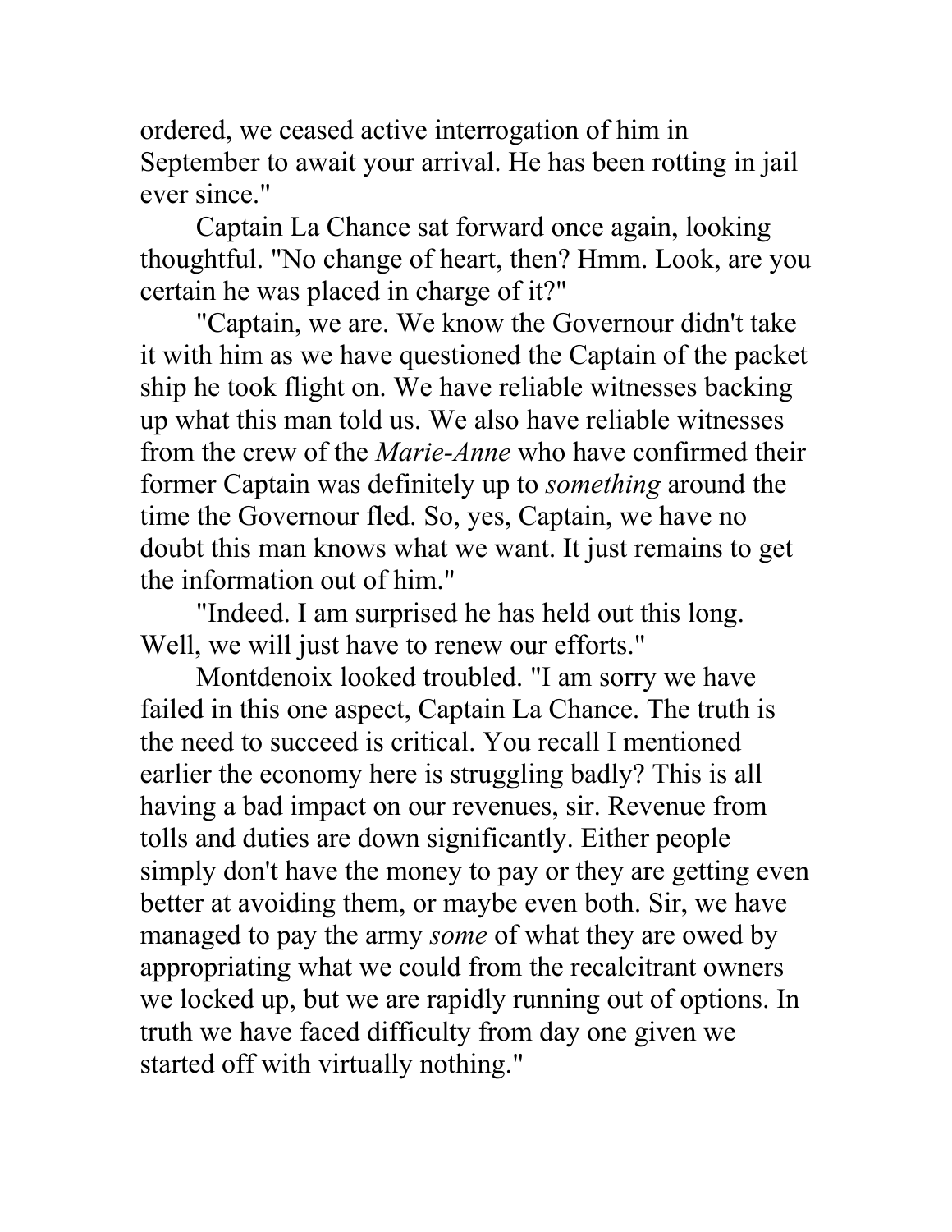ordered, we ceased active interrogation of him in September to await your arrival. He has been rotting in jail ever since."

Captain La Chance sat forward once again, looking thoughtful. "No change of heart, then? Hmm. Look, are you certain he was placed in charge of it?"

"Captain, we are. We know the Governour didn't take it with him as we have questioned the Captain of the packet ship he took flight on. We have reliable witnesses backing up what this man told us. We also have reliable witnesses from the crew of the *Marie-Anne* who have confirmed their former Captain was definitely up to *something* around the time the Governour fled. So, yes, Captain, we have no doubt this man knows what we want. It just remains to get the information out of him."

"Indeed. I am surprised he has held out this long. Well, we will just have to renew our efforts."

Montdenoix looked troubled. "I am sorry we have failed in this one aspect, Captain La Chance. The truth is the need to succeed is critical. You recall I mentioned earlier the economy here is struggling badly? This is all having a bad impact on our revenues, sir. Revenue from tolls and duties are down significantly. Either people simply don't have the money to pay or they are getting even better at avoiding them, or maybe even both. Sir, we have managed to pay the army *some* of what they are owed by appropriating what we could from the recalcitrant owners we locked up, but we are rapidly running out of options. In truth we have faced difficulty from day one given we started off with virtually nothing."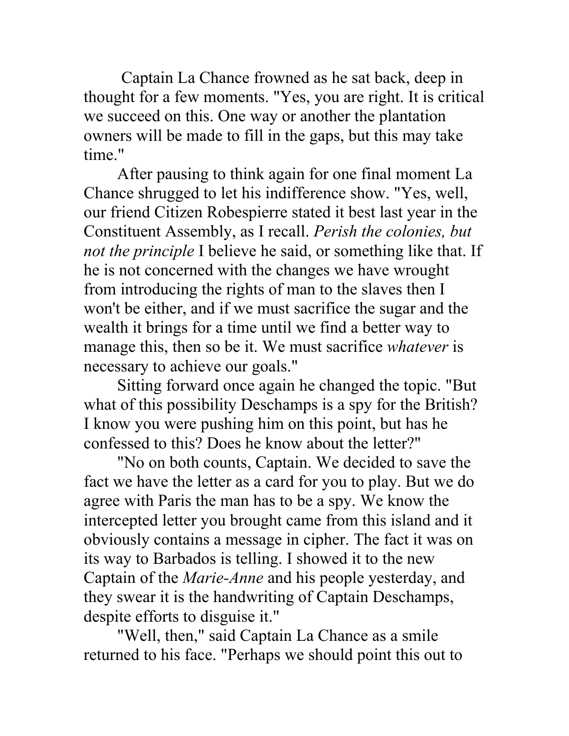Captain La Chance frowned as he sat back, deep in thought for a few moments. "Yes, you are right. It is critical we succeed on this. One way or another the plantation owners will be made to fill in the gaps, but this may take time."

After pausing to think again for one final moment La Chance shrugged to let his indifference show. "Yes, well, our friend Citizen Robespierre stated it best last year in the Constituent Assembly, as I recall. *Perish the colonies, but not the principle* I believe he said, or something like that. If he is not concerned with the changes we have wrought from introducing the rights of man to the slaves then I won't be either, and if we must sacrifice the sugar and the wealth it brings for a time until we find a better way to manage this, then so be it. We must sacrifice *whatever* is necessary to achieve our goals."

Sitting forward once again he changed the topic. "But what of this possibility Deschamps is a spy for the British? I know you were pushing him on this point, but has he confessed to this? Does he know about the letter?"

"No on both counts, Captain. We decided to save the fact we have the letter as a card for you to play. But we do agree with Paris the man has to be a spy. We know the intercepted letter you brought came from this island and it obviously contains a message in cipher. The fact it was on its way to Barbados is telling. I showed it to the new Captain of the *Marie-Anne* and his people yesterday, and they swear it is the handwriting of Captain Deschamps, despite efforts to disguise it."

"Well, then," said Captain La Chance as a smile returned to his face. "Perhaps we should point this out to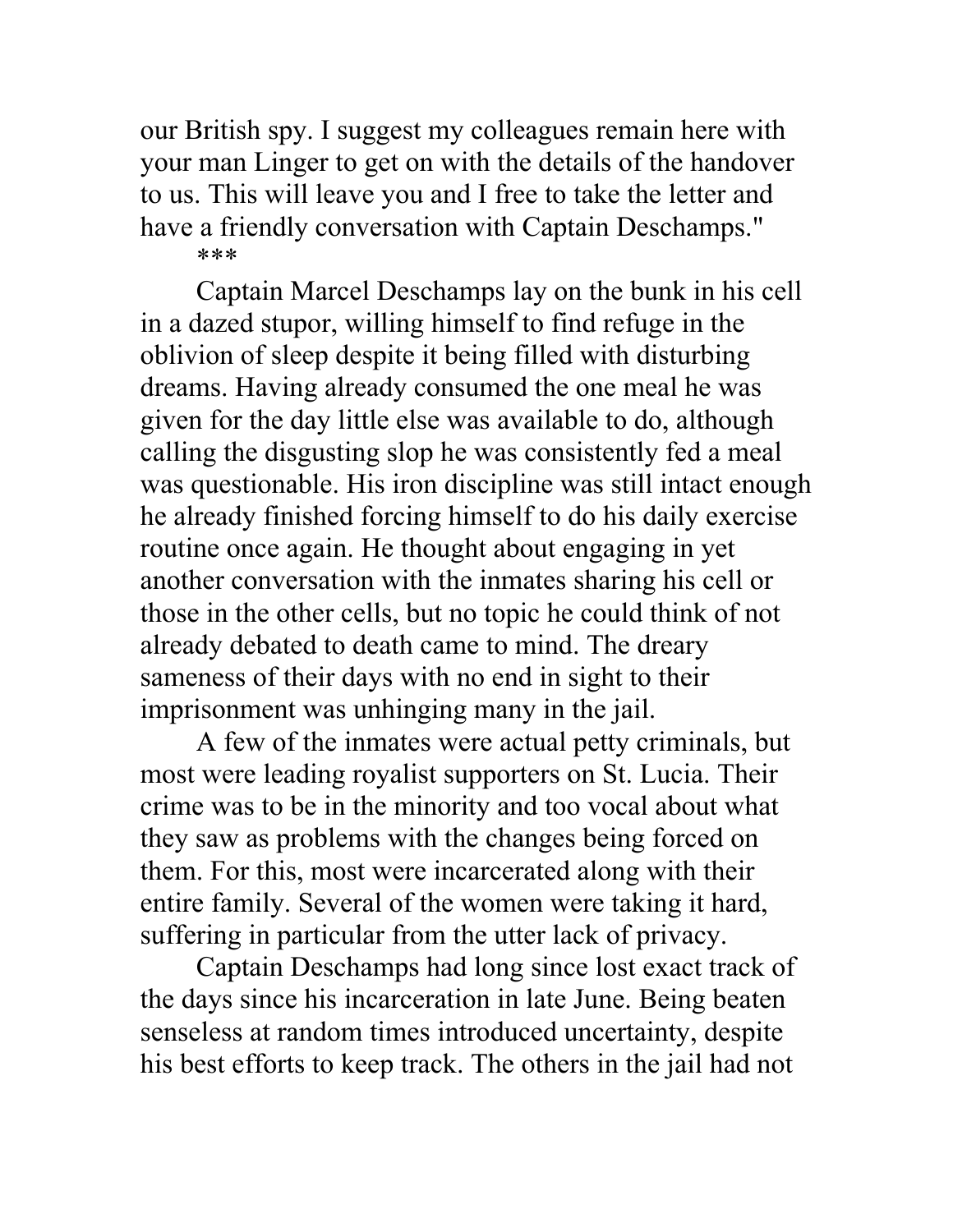our British spy. I suggest my colleagues remain here with your man Linger to get on with the details of the handover to us. This will leave you and I free to take the letter and have a friendly conversation with Captain Deschamps."

***

Captain Marcel Deschamps lay on the bunk in his cell in a dazed stupor, willing himself to find refuge in the oblivion of sleep despite it being filled with disturbing dreams. Having already consumed the one meal he was given for the day little else was available to do, although calling the disgusting slop he was consistently fed a meal was questionable. His iron discipline was still intact enough he already finished forcing himself to do his daily exercise routine once again. He thought about engaging in yet another conversation with the inmates sharing his cell or those in the other cells, but no topic he could think of not already debated to death came to mind. The dreary sameness of their days with no end in sight to their imprisonment was unhinging many in the jail.

A few of the inmates were actual petty criminals, but most were leading royalist supporters on St. Lucia. Their crime was to be in the minority and too vocal about what they saw as problems with the changes being forced on them. For this, most were incarcerated along with their entire family. Several of the women were taking it hard, suffering in particular from the utter lack of privacy.

Captain Deschamps had long since lost exact track of the days since his incarceration in late June. Being beaten senseless at random times introduced uncertainty, despite his best efforts to keep track. The others in the jail had not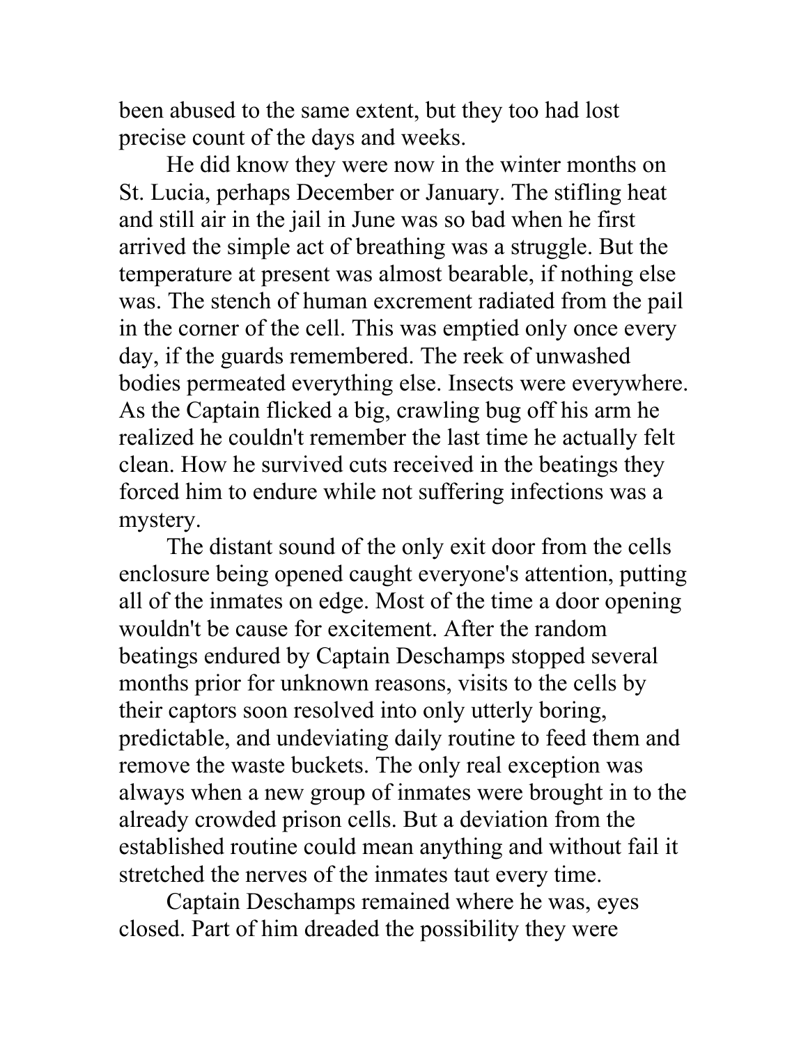been abused to the same extent, but they too had lost precise count of the days and weeks.

He did know they were now in the winter months on St. Lucia, perhaps December or January. The stifling heat and still air in the jail in June was so bad when he first arrived the simple act of breathing was a struggle. But the temperature at present was almost bearable, if nothing else was. The stench of human excrement radiated from the pail in the corner of the cell. This was emptied only once every day, if the guards remembered. The reek of unwashed bodies permeated everything else. Insects were everywhere. As the Captain flicked a big, crawling bug off his arm he realized he couldn't remember the last time he actually felt clean. How he survived cuts received in the beatings they forced him to endure while not suffering infections was a mystery.

The distant sound of the only exit door from the cells enclosure being opened caught everyone's attention, putting all of the inmates on edge. Most of the time a door opening wouldn't be cause for excitement. After the random beatings endured by Captain Deschamps stopped several months prior for unknown reasons, visits to the cells by their captors soon resolved into only utterly boring, predictable, and undeviating daily routine to feed them and remove the waste buckets. The only real exception was always when a new group of inmates were brought in to the already crowded prison cells. But a deviation from the established routine could mean anything and without fail it stretched the nerves of the inmates taut every time.

Captain Deschamps remained where he was, eyes closed. Part of him dreaded the possibility they were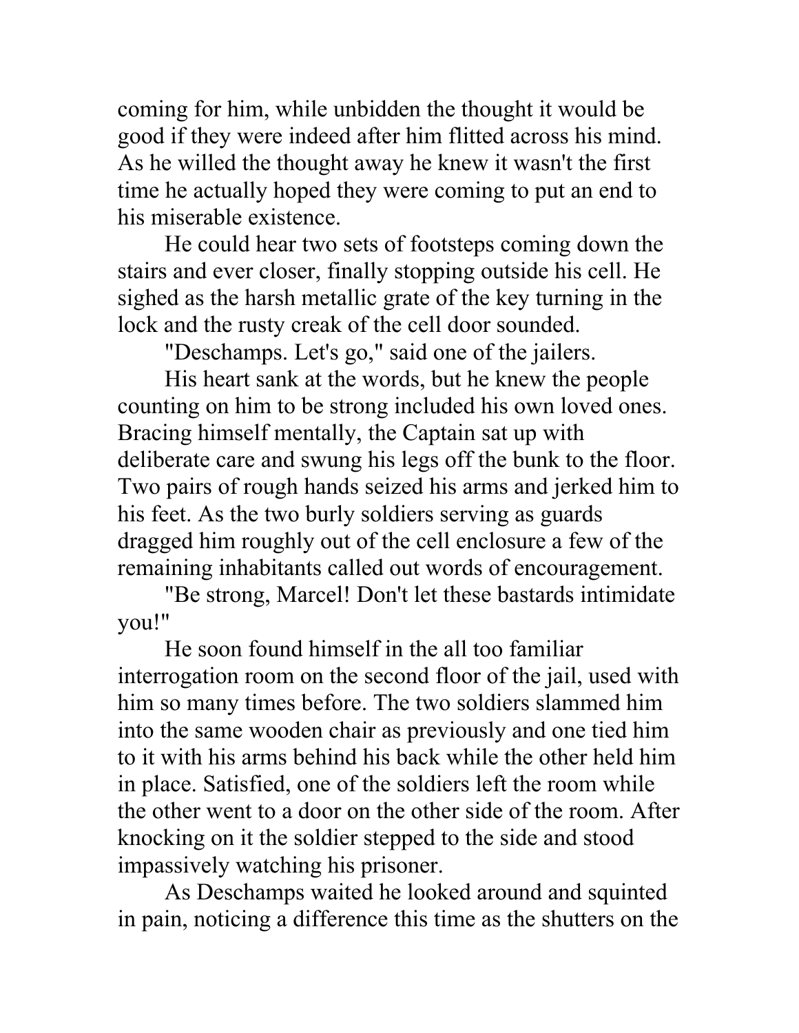coming for him, while unbidden the thought it would be good if they were indeed after him flitted across his mind. As he willed the thought away he knew it wasn't the first time he actually hoped they were coming to put an end to his miserable existence.

He could hear two sets of footsteps coming down the stairs and ever closer, finally stopping outside his cell. He sighed as the harsh metallic grate of the key turning in the lock and the rusty creak of the cell door sounded.

"Deschamps. Let's go," said one of the jailers.

His heart sank at the words, but he knew the people counting on him to be strong included his own loved ones. Bracing himself mentally, the Captain sat up with deliberate care and swung his legs off the bunk to the floor. Two pairs of rough hands seized his arms and jerked him to his feet. As the two burly soldiers serving as guards dragged him roughly out of the cell enclosure a few of the remaining inhabitants called out words of encouragement.

"Be strong, Marcel! Don't let these bastards intimidate you!"

He soon found himself in the all too familiar interrogation room on the second floor of the jail, used with him so many times before. The two soldiers slammed him into the same wooden chair as previously and one tied him to it with his arms behind his back while the other held him in place. Satisfied, one of the soldiers left the room while the other went to a door on the other side of the room. After knocking on it the soldier stepped to the side and stood impassively watching his prisoner.

As Deschamps waited he looked around and squinted in pain, noticing a difference this time as the shutters on the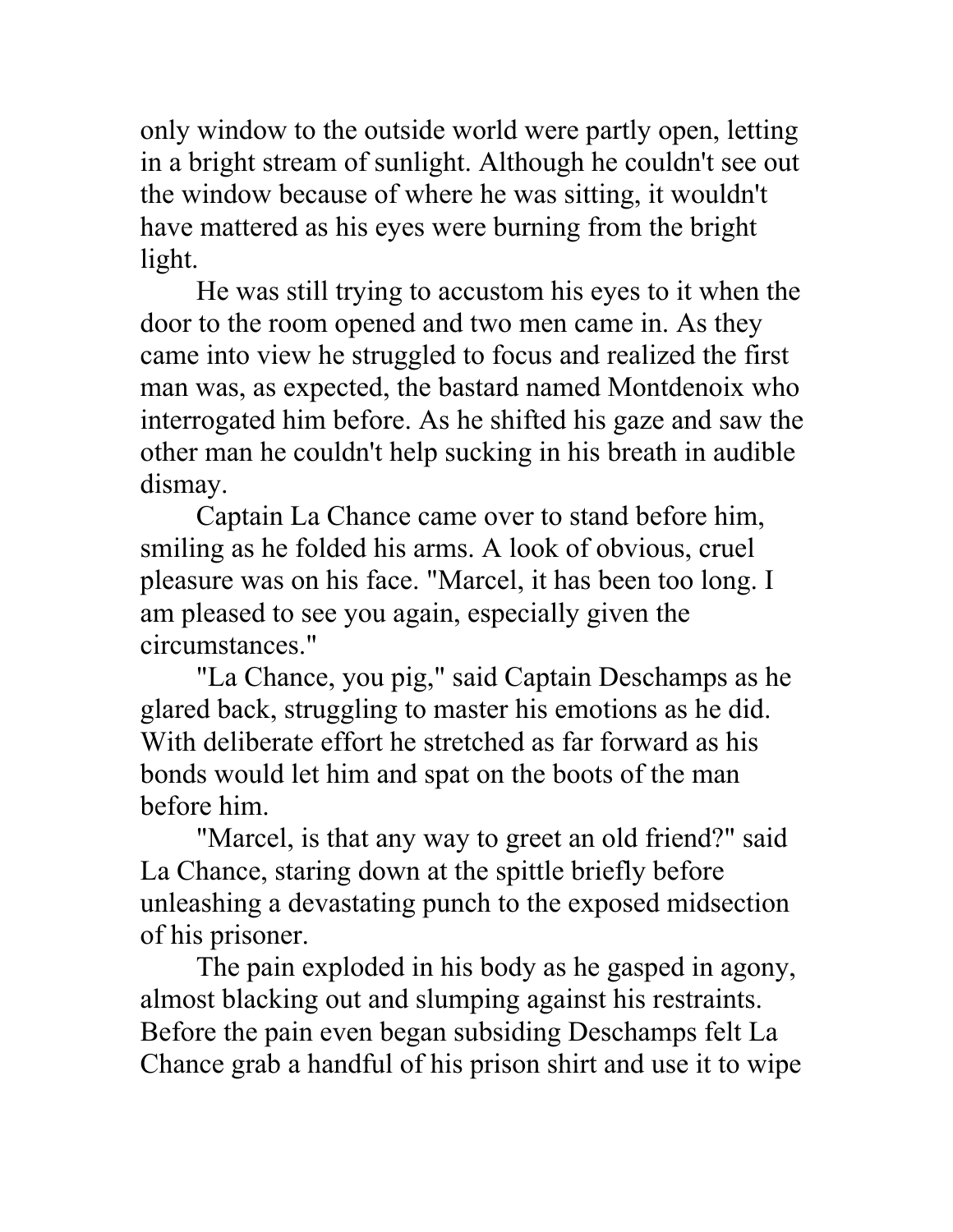only window to the outside world were partly open, letting in a bright stream of sunlight. Although he couldn't see out the window because of where he was sitting, it wouldn't have mattered as his eyes were burning from the bright light.

He was still trying to accustom his eyes to it when the door to the room opened and two men came in. As they came into view he struggled to focus and realized the first man was, as expected, the bastard named Montdenoix who interrogated him before. As he shifted his gaze and saw the other man he couldn't help sucking in his breath in audible dismay.

Captain La Chance came over to stand before him, smiling as he folded his arms. A look of obvious, cruel pleasure was on his face. "Marcel, it has been too long. I am pleased to see you again, especially given the circumstances."

"La Chance, you pig," said Captain Deschamps as he glared back, struggling to master his emotions as he did. With deliberate effort he stretched as far forward as his bonds would let him and spat on the boots of the man before him.

"Marcel, is that any way to greet an old friend?" said La Chance, staring down at the spittle briefly before unleashing a devastating punch to the exposed midsection of his prisoner.

The pain exploded in his body as he gasped in agony, almost blacking out and slumping against his restraints. Before the pain even began subsiding Deschamps felt La Chance grab a handful of his prison shirt and use it to wipe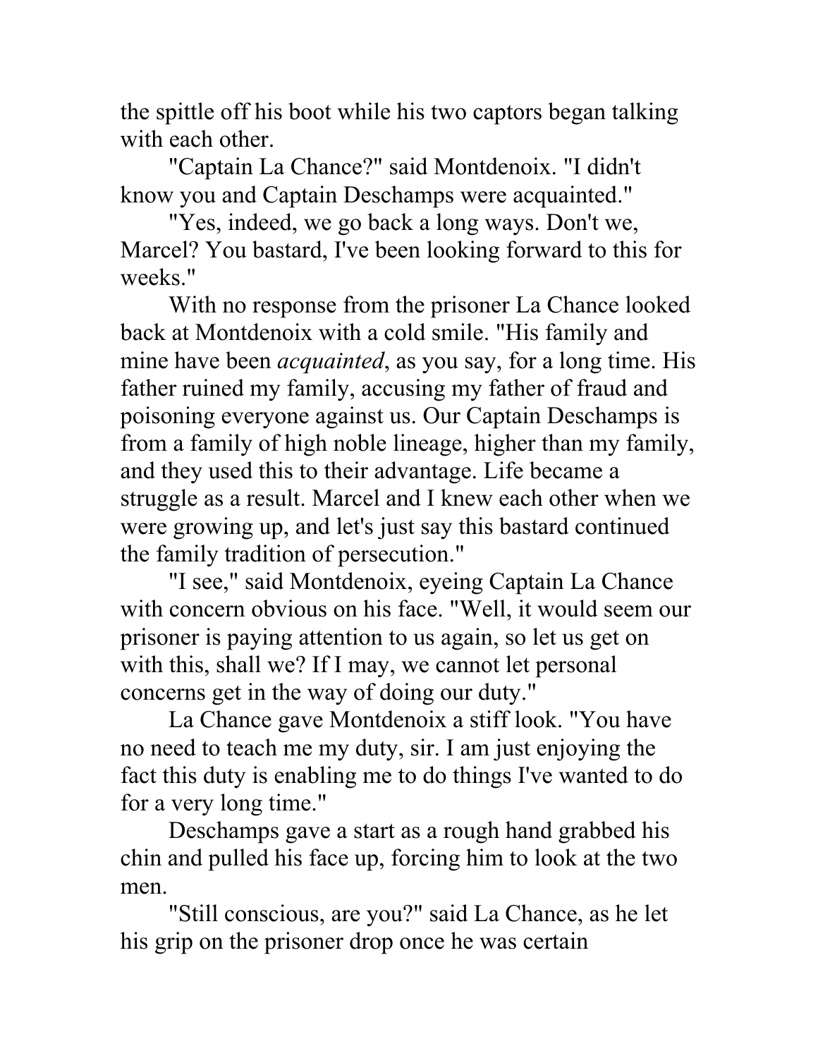the spittle off his boot while his two captors began talking with each other.

"Captain La Chance?" said Montdenoix. "I didn't know you and Captain Deschamps were acquainted."

"Yes, indeed, we go back a long ways. Don't we, Marcel? You bastard, I've been looking forward to this for weeks."

With no response from the prisoner La Chance looked back at Montdenoix with a cold smile. "His family and mine have been *acquainted*, as you say, for a long time. His father ruined my family, accusing my father of fraud and poisoning everyone against us. Our Captain Deschamps is from a family of high noble lineage, higher than my family, and they used this to their advantage. Life became a struggle as a result. Marcel and I knew each other when we were growing up, and let's just say this bastard continued the family tradition of persecution."

"I see," said Montdenoix, eyeing Captain La Chance with concern obvious on his face. "Well, it would seem our prisoner is paying attention to us again, so let us get on with this, shall we? If I may, we cannot let personal concerns get in the way of doing our duty."

La Chance gave Montdenoix a stiff look. "You have no need to teach me my duty, sir. I am just enjoying the fact this duty is enabling me to do things I've wanted to do for a very long time."

Deschamps gave a start as a rough hand grabbed his chin and pulled his face up, forcing him to look at the two men.

"Still conscious, are you?" said La Chance, as he let his grip on the prisoner drop once he was certain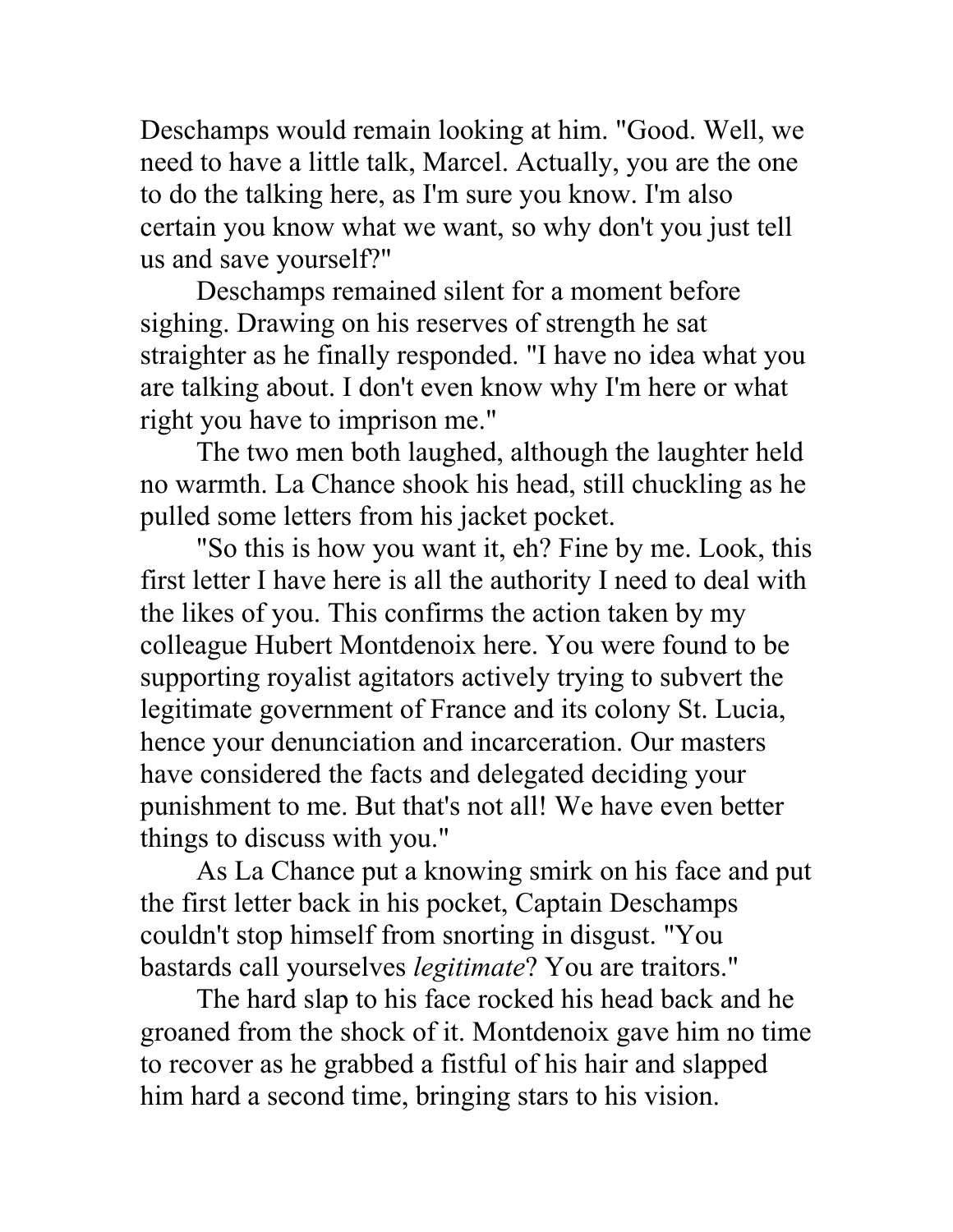Deschamps would remain looking at him. "Good. Well, we need to have a little talk, Marcel. Actually, you are the one to do the talking here, as I'm sure you know. I'm also certain you know what we want, so why don't you just tell us and save yourself?"

Deschamps remained silent for a moment before sighing. Drawing on his reserves of strength he sat straighter as he finally responded. "I have no idea what you are talking about. I don't even know why I'm here or what right you have to imprison me."

The two men both laughed, although the laughter held no warmth. La Chance shook his head, still chuckling as he pulled some letters from his jacket pocket.

"So this is how you want it, eh? Fine by me. Look, this first letter I have here is all the authority I need to deal with the likes of you. This confirms the action taken by my colleague Hubert Montdenoix here. You were found to be supporting royalist agitators actively trying to subvert the legitimate government of France and its colony St. Lucia, hence your denunciation and incarceration. Our masters have considered the facts and delegated deciding your punishment to me. But that's not all! We have even better things to discuss with you."

As La Chance put a knowing smirk on his face and put the first letter back in his pocket, Captain Deschamps couldn't stop himself from snorting in disgust. "You bastards call yourselves *legitimate*? You are traitors."

The hard slap to his face rocked his head back and he groaned from the shock of it. Montdenoix gave him no time to recover as he grabbed a fistful of his hair and slapped him hard a second time, bringing stars to his vision.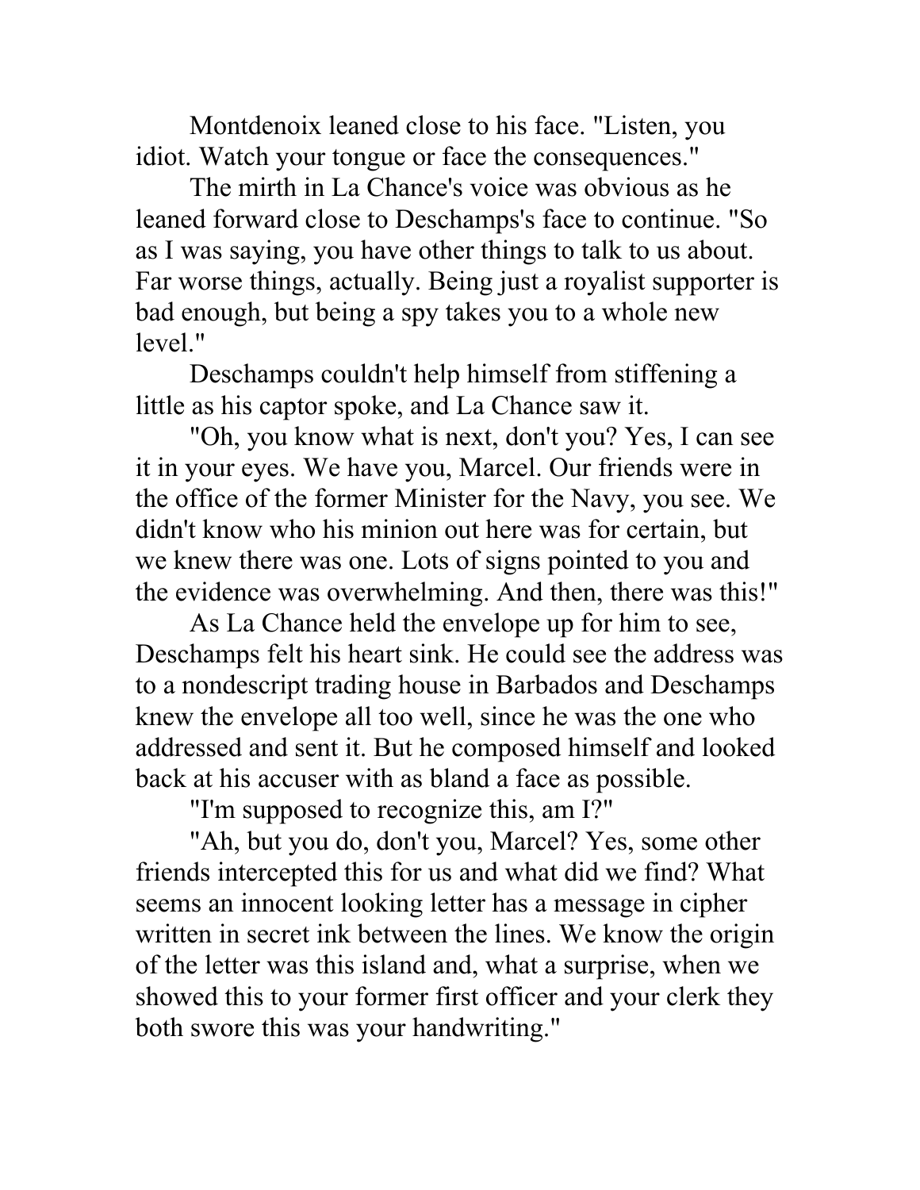Montdenoix leaned close to his face. "Listen, you idiot. Watch your tongue or face the consequences."

The mirth in La Chance's voice was obvious as he leaned forward close to Deschamps's face to continue. "So as I was saying, you have other things to talk to us about. Far worse things, actually. Being just a royalist supporter is bad enough, but being a spy takes you to a whole new level."

Deschamps couldn't help himself from stiffening a little as his captor spoke, and La Chance saw it.

"Oh, you know what is next, don't you? Yes, I can see it in your eyes. We have you, Marcel. Our friends were in the office of the former Minister for the Navy, you see. We didn't know who his minion out here was for certain, but we knew there was one. Lots of signs pointed to you and the evidence was overwhelming. And then, there was this!"

As La Chance held the envelope up for him to see, Deschamps felt his heart sink. He could see the address was to a nondescript trading house in Barbados and Deschamps knew the envelope all too well, since he was the one who addressed and sent it. But he composed himself and looked back at his accuser with as bland a face as possible.

"I'm supposed to recognize this, am I?"

"Ah, but you do, don't you, Marcel? Yes, some other friends intercepted this for us and what did we find? What seems an innocent looking letter has a message in cipher written in secret ink between the lines. We know the origin of the letter was this island and, what a surprise, when we showed this to your former first officer and your clerk they both swore this was your handwriting."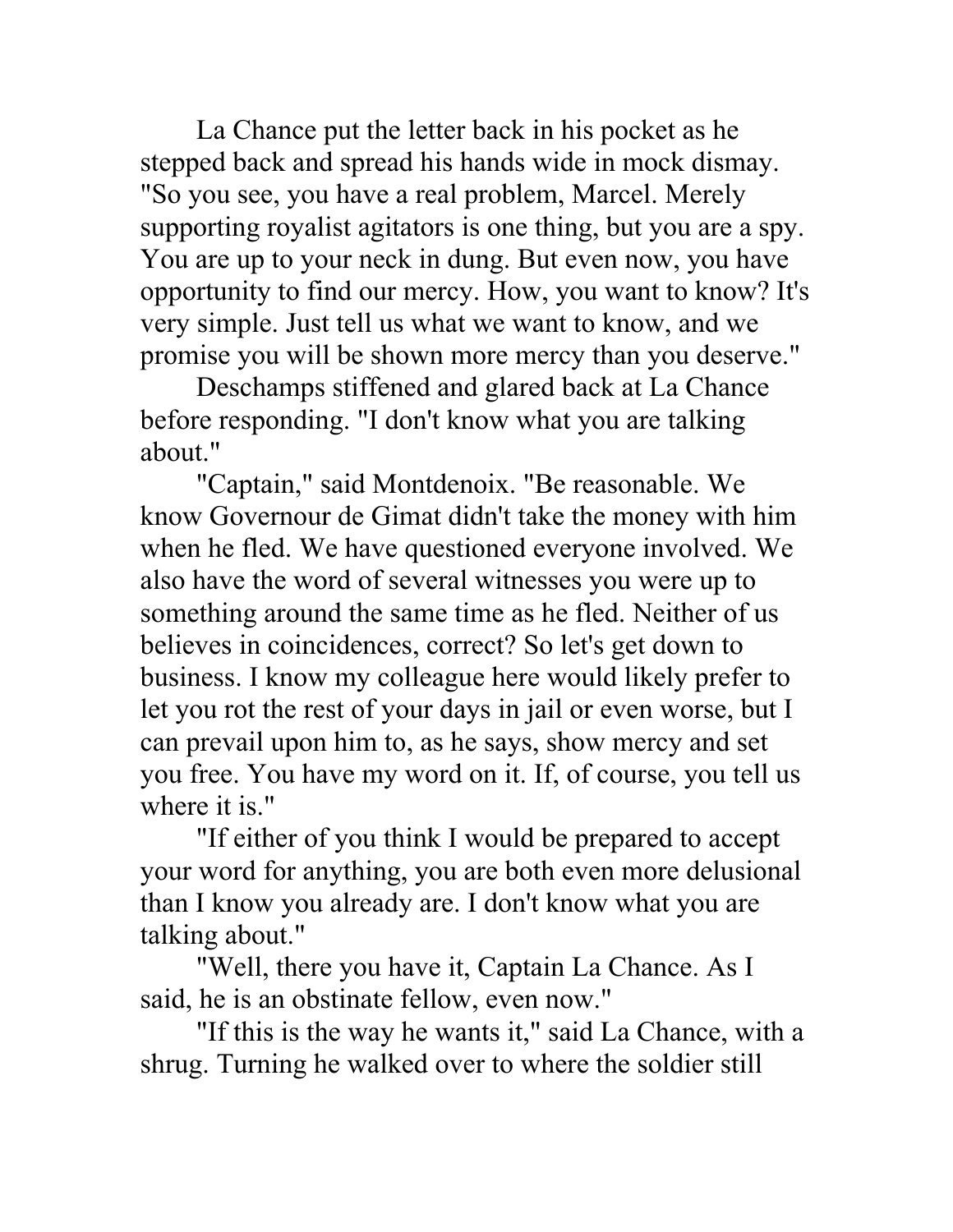La Chance put the letter back in his pocket as he stepped back and spread his hands wide in mock dismay. "So you see, you have a real problem, Marcel. Merely supporting royalist agitators is one thing, but you are a spy. You are up to your neck in dung. But even now, you have opportunity to find our mercy. How, you want to know? It's very simple. Just tell us what we want to know, and we promise you will be shown more mercy than you deserve."

Deschamps stiffened and glared back at La Chance before responding. "I don't know what you are talking about."

"Captain," said Montdenoix. "Be reasonable. We know Governour de Gimat didn't take the money with him when he fled. We have questioned everyone involved. We also have the word of several witnesses you were up to something around the same time as he fled. Neither of us believes in coincidences, correct? So let's get down to business. I know my colleague here would likely prefer to let you rot the rest of your days in jail or even worse, but I can prevail upon him to, as he says, show mercy and set you free. You have my word on it. If, of course, you tell us where it is."

"If either of you think I would be prepared to accept your word for anything, you are both even more delusional than I know you already are. I don't know what you are talking about."

"Well, there you have it, Captain La Chance. As I said, he is an obstinate fellow, even now."

"If this is the way he wants it," said La Chance, with a shrug. Turning he walked over to where the soldier still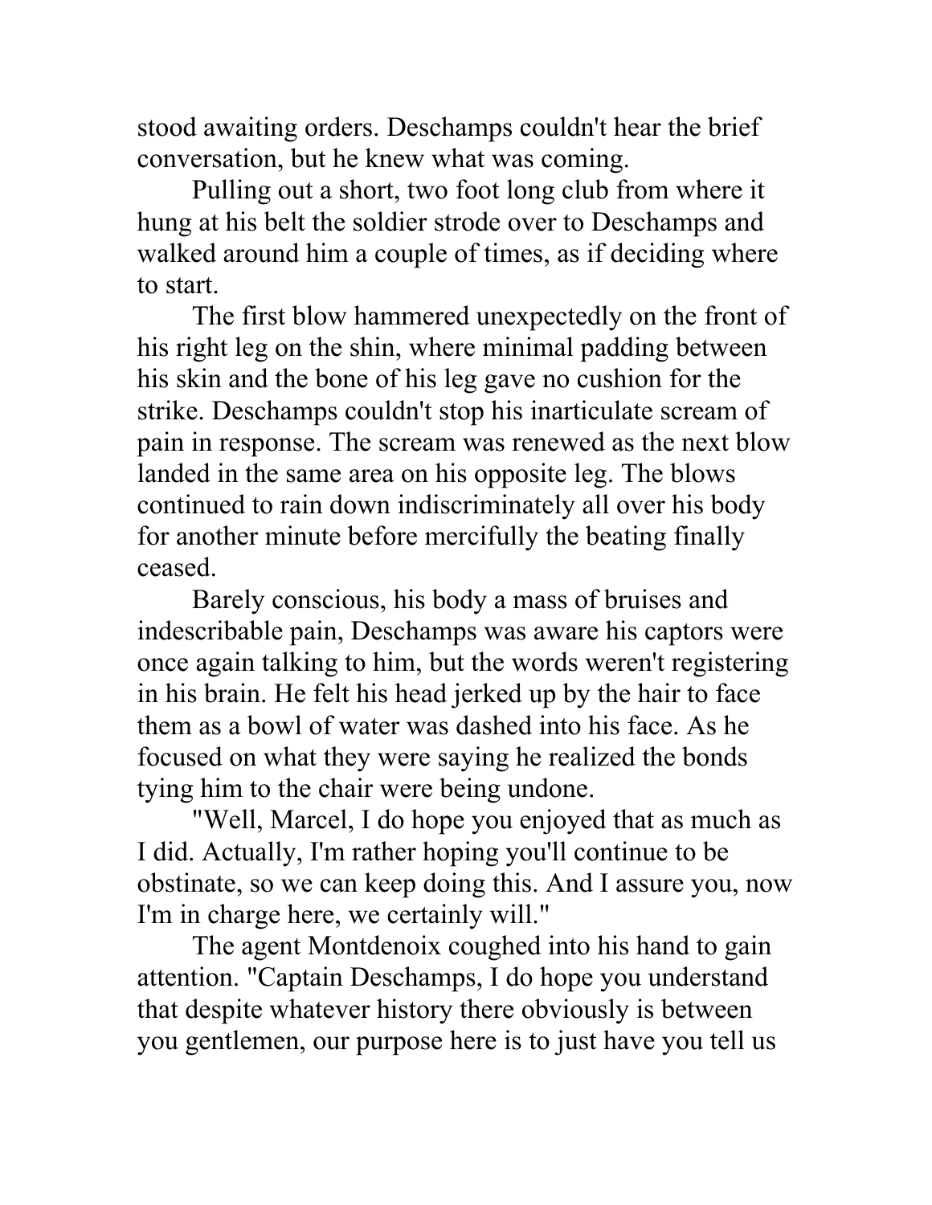stood awaiting orders. Deschamps couldn't hear the brief conversation, but he knew what was coming.

Pulling out a short, two foot long club from where it hung at his belt the soldier strode over to Deschamps and walked around him a couple of times, as if deciding where to start.

The first blow hammered unexpectedly on the front of his right leg on the shin, where minimal padding between his skin and the bone of his leg gave no cushion for the strike. Deschamps couldn't stop his inarticulate scream of pain in response. The scream was renewed as the next blow landed in the same area on his opposite leg. The blows continued to rain down indiscriminately all over his body for another minute before mercifully the beating finally ceased.

Barely conscious, his body a mass of bruises and indescribable pain, Deschamps was aware his captors were once again talking to him, but the words weren't registering in his brain. He felt his head jerked up by the hair to face them as a bowl of water was dashed into his face. As he focused on what they were saying he realized the bonds tying him to the chair were being undone.

"Well, Marcel, I do hope you enjoyed that as much as I did. Actually, I'm rather hoping you'll continue to be obstinate, so we can keep doing this. And I assure you, now I'm in charge here, we certainly will."

The agent Montdenoix coughed into his hand to gain attention. "Captain Deschamps, I do hope you understand that despite whatever history there obviously is between you gentlemen, our purpose here is to just have you tell us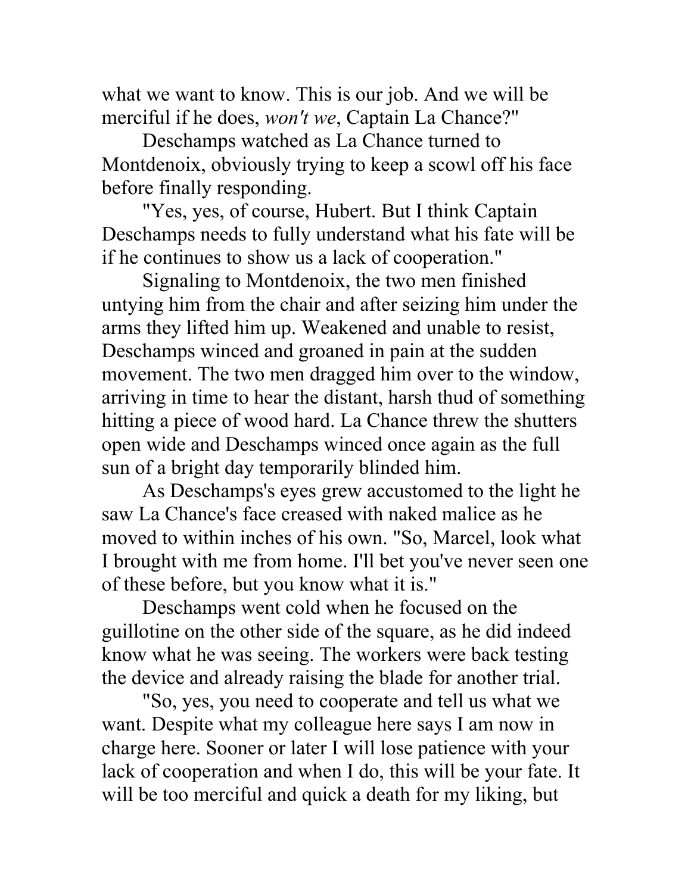what we want to know. This is our job. And we will be merciful if he does, *won't we*, Captain La Chance?"

Deschamps watched as La Chance turned to Montdenoix, obviously trying to keep a scowl off his face before finally responding.

"Yes, yes, of course, Hubert. But I think Captain Deschamps needs to fully understand what his fate will be if he continues to show us a lack of cooperation."

Signaling to Montdenoix, the two men finished untying him from the chair and after seizing him under the arms they lifted him up. Weakened and unable to resist, Deschamps winced and groaned in pain at the sudden movement. The two men dragged him over to the window, arriving in time to hear the distant, harsh thud of something hitting a piece of wood hard. La Chance threw the shutters open wide and Deschamps winced once again as the full sun of a bright day temporarily blinded him.

As Deschamps's eyes grew accustomed to the light he saw La Chance's face creased with naked malice as he moved to within inches of his own. "So, Marcel, look what I brought with me from home. I'll bet you've never seen one of these before, but you know what it is."

Deschamps went cold when he focused on the guillotine on the other side of the square, as he did indeed know what he was seeing. The workers were back testing the device and already raising the blade for another trial.

"So, yes, you need to cooperate and tell us what we want. Despite what my colleague here says I am now in charge here. Sooner or later I will lose patience with your lack of cooperation and when I do, this will be your fate. It will be too merciful and quick a death for my liking, but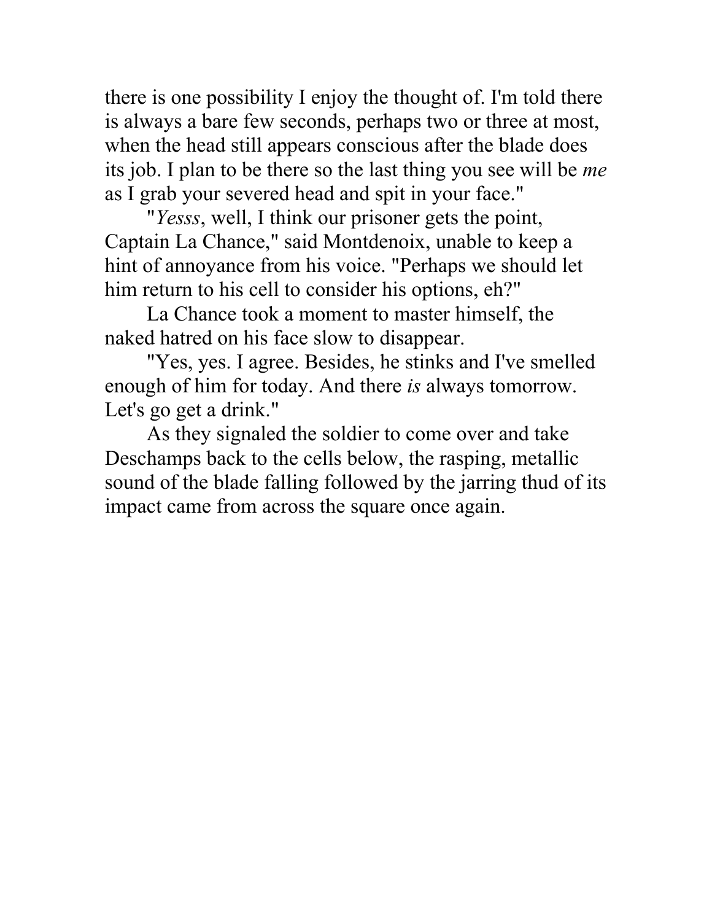there is one possibility I enjoy the thought of. I'm told there is always a bare few seconds, perhaps two or three at most, when the head still appears conscious after the blade does its job. I plan to be there so the last thing you see will be *me* as I grab your severed head and spit in your face."

"*Yesss*, well, I think our prisoner gets the point, Captain La Chance," said Montdenoix, unable to keep a hint of annoyance from his voice. "Perhaps we should let him return to his cell to consider his options, eh?"

La Chance took a moment to master himself, the naked hatred on his face slow to disappear.

"Yes, yes. I agree. Besides, he stinks and I've smelled enough of him for today. And there *is* always tomorrow. Let's go get a drink."

As they signaled the soldier to come over and take Deschamps back to the cells below, the rasping, metallic sound of the blade falling followed by the jarring thud of its impact came from across the square once again.